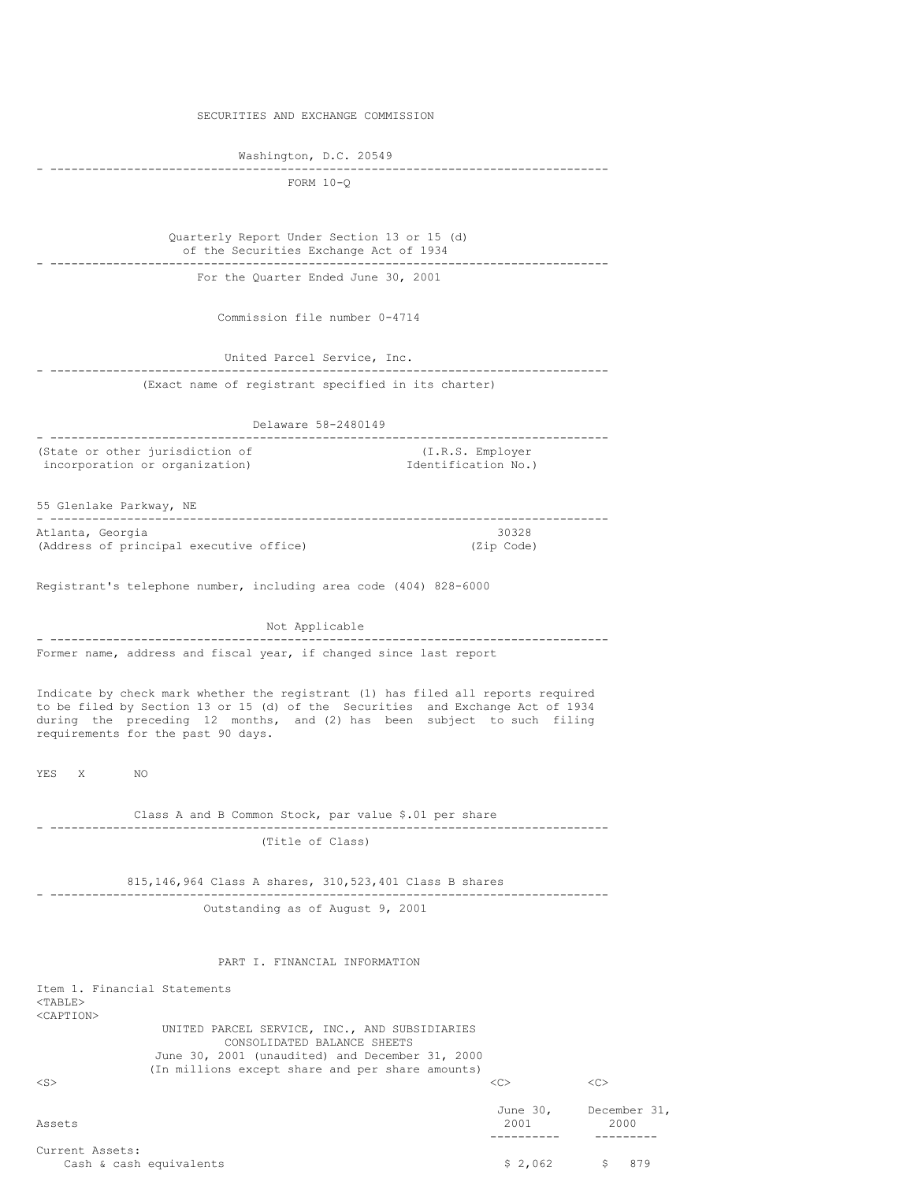SECURITIES AND EXCHANGE COMMISSION

Washington, D.C. 20549

FORM 10-Q

Quarterly Report Under Section 13 or 15 (d) of the Securities Exchange Act of 1934

For the Quarter Ended June 30, 2001

Commission file number 0-4714

United Parcel Service, Inc.

(Exact name of registrant specified in its charter)

Delaware 58-2480149

(State or other jurisdiction of incorporation or organization) (I.R.S. Employer Identification No.)

55 Glenlake Parkway, NE

Atlanta, Georgia 30328

(Address of principal executive office) (Zip Code)

Registrant's telephone number, including area code (404) 828-6000

Not Applicable

Former name, address and fiscal year, if changed since last report

Indicate by check mark whether the registrant (1) has filed all reports required to be filed by Section 13 or 15 (d) of the Securities and Exchange Act of 1934 during the preceding 12 months, and (2) has been subject to such filing requirements for the past 90 days.

YES X NO

Class A and B Common Stock, par value $.01 per share

(Title of Class)

815,146,964 Class A shares, 310,523,401 Class B shares

Outstanding as of August 9, 2001

PART I. FINANCIAL INFORMATION

Item 1. Financial Statements

UNITED PARCEL SERVICE, INC., AND SUBSIDIARIES
CONSOLIDATED BALANCE SHEETS
June 30, 2001 (unaudited) and December 31, 2000
(In millions except share and per share amounts)

| Assets | June 30, 2001 | December 31, 2000 |
|---|---|---|
| Current Assets: | | |
| Cash & cash equivalents | $ 2,062 | $ 879 |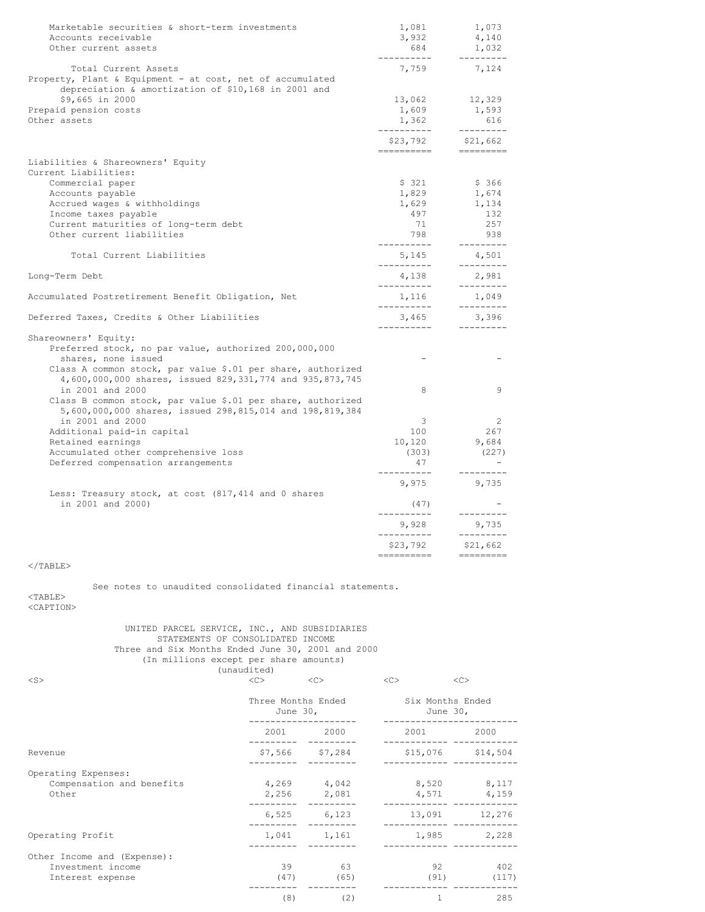| | | |
|---|---|---|
| Marketable securities & short-term investments | 1,081 | 1,073 |
| Accounts receivable | 3,932 | 4,140 |
| Other current assets | 684 | 1,032 |
| Total Current Assets | 7,759 | 7,124 |
| Property, Plant & Equipment - at cost, net of accumulated depreciation & amortization of $10,168 in 2001 and $9,665 in 2000 | 13,062 | 12,329 |
| Prepaid pension costs | 1,609 | 1,593 |
| Other assets | 1,362 | 616 |
| | $23,792 | $21,662 |
| Liabilities & Shareowners' Equity | | |
| Current Liabilities: | | |
| Commercial paper | $ 321 | $ 366 |
| Accounts payable | 1,829 | 1,674 |
| Accrued wages & withholdings | 1,629 | 1,134 |
| Income taxes payable | 497 | 132 |
| Current maturities of long-term debt | 71 | 257 |
| Other current liabilities | 798 | 938 |
| Total Current Liabilities | 5,145 | 4,501 |
| Long-Term Debt | 4,138 | 2,981 |
| Accumulated Postretirement Benefit Obligation, Net | 1,116 | 1,049 |
| Deferred Taxes, Credits & Other Liabilities | 3,465 | 3,396 |
| Shareowners' Equity: | | |
| Preferred stock, no par value, authorized 200,000,000 shares, none issued | - | - |
| Class A common stock, par value $.01 per share, authorized 4,600,000,000 shares, issued 829,331,774 and 935,873,745 in 2001 and 2000 | 8 | 9 |
| Class B common stock, par value $.01 per share, authorized 5,600,000,000 shares, issued 298,815,014 and 198,819,384 in 2001 and 2000 | 3 | 2 |
| Additional paid-in capital | 100 | 267 |
| Retained earnings | 10,120 | 9,684 |
| Accumulated other comprehensive loss | (303) | (227) |
| Deferred compensation arrangements | 47 | - |
| | 9,975 | 9,735 |
| Less: Treasury stock, at cost (817,414 and 0 shares in 2001 and 2000) | (47) | - |
| | 9,928 | 9,735 |
| | $23,792 | $21,662 |

See notes to unaudited consolidated financial statements.

UNITED PARCEL SERVICE, INC., AND SUBSIDIARIES
STATEMENTS OF CONSOLIDATED INCOME
Three and Six Months Ended June 30, 2001 and 2000
(In millions except per share amounts)
(unaudited)

| | Three Months Ended June 30, | | Six Months Ended June 30, | |
|---|---|---|---|---|
| | 2001 | 2000 | 2001 | 2000 |
| Revenue | $7,566 | $7,284 | $15,076 | $14,504 |
| Operating Expenses: | | | | |
| Compensation and benefits | 4,269 | 4,042 | 8,520 | 8,117 |
| Other | 2,256 | 2,081 | 4,571 | 4,159 |
| | 6,525 | 6,123 | 13,091 | 12,276 |
| Operating Profit | 1,041 | 1,161 | 1,985 | 2,228 |
| Other Income and (Expense): | | | | |
| Investment income | 39 | 63 | 92 | 402 |
| Interest expense | (47) | (65) | (91) | (117) |
| | (8) | (2) | 1 | 285 |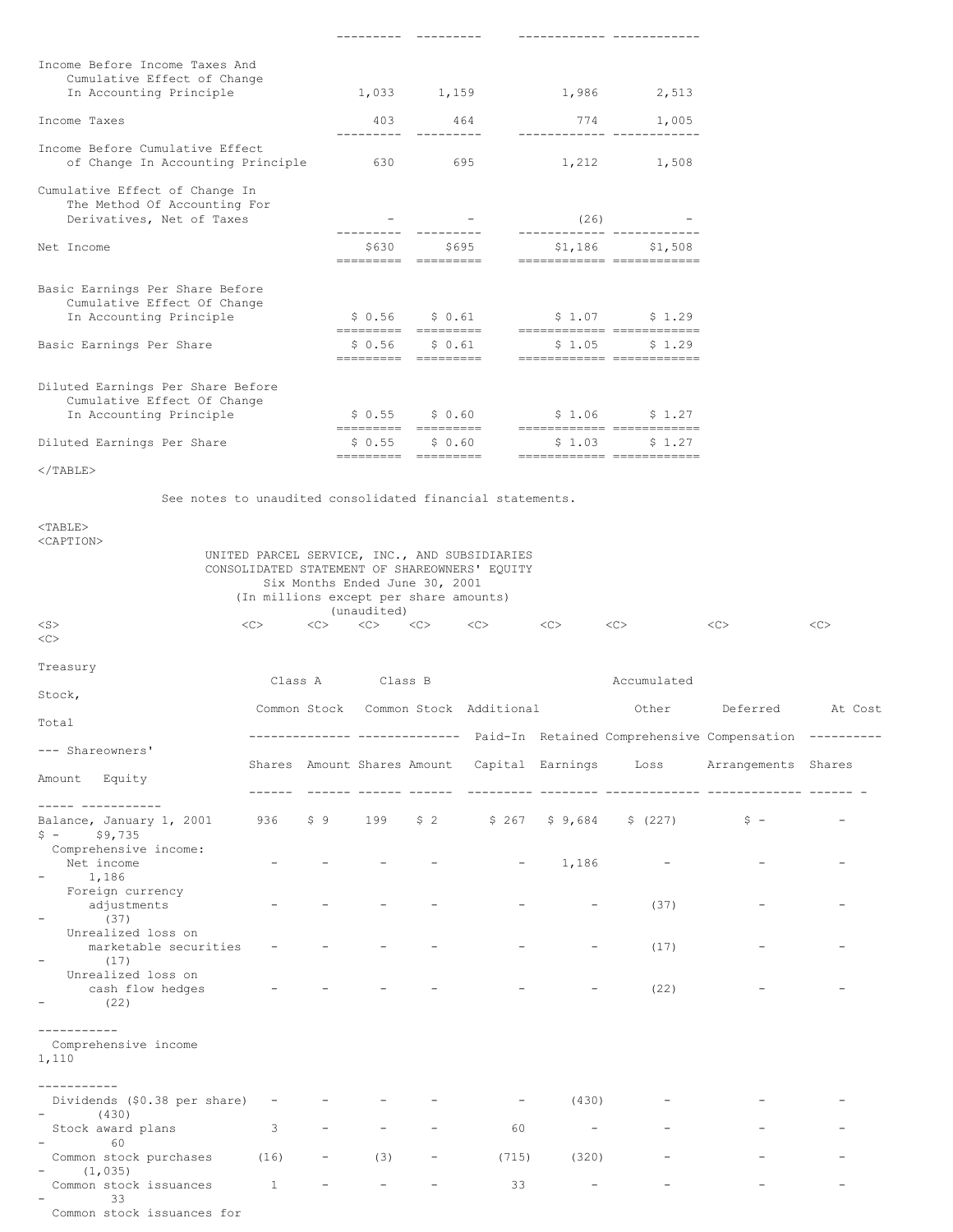| | | | | |
|---|---|---|---|---|
| Income Before Income Taxes And Cumulative Effect of Change In Accounting Principle | 1,033 | 1,159 | 1,986 | 2,513 |
| Income Taxes | 403 | 464 | 774 | 1,005 |
| Income Before Cumulative Effect of Change In Accounting Principle | 630 | 695 | 1,212 | 1,508 |
| Cumulative Effect of Change In The Method Of Accounting For Derivatives, Net of Taxes | - | - | (26) | - |
| Net Income | $630 | $695 | $1,186 | $1,508 |
| Basic Earnings Per Share Before Cumulative Effect Of Change In Accounting Principle | $ 0.56 | $ 0.61 | $ 1.07 | $ 1.29 |
| Basic Earnings Per Share | $ 0.56 | $ 0.61 | $ 1.05 | $ 1.29 |
| Diluted Earnings Per Share Before Cumulative Effect Of Change In Accounting Principle | $ 0.55 | $ 0.60 | $ 1.06 | $ 1.27 |
| Diluted Earnings Per Share | $ 0.55 | $ 0.60 | $ 1.03 | $ 1.27 |

See notes to unaudited consolidated financial statements.

UNITED PARCEL SERVICE, INC., AND SUBSIDIARIES
CONSOLIDATED STATEMENT OF SHAREOWNERS' EQUITY
Six Months Ended June 30, 2001
(In millions except per share amounts)
(unaudited)

| | Class A Common Stock | | Class B Common Stock | | Additional Paid-In | Retained | Accumulated Other Comprehensive | Deferred Compensation | Treasury Stock, At Cost | | Total Shareowners' |
|---|---|---|---|---|---|---|---|---|---|---|---|
| | Shares | Amount | Shares | Amount | Capital | Earnings | Loss | Arrangements | Shares | Amount | Equity |
| Balance, January 1, 2001 | 936 | $ 9 | 199 | $ 2 | $ 267 | $ 9,684 | $ (227) | $ - | - | $ - | $9,735 |
| Comprehensive income: | | | | | | | | | | | |
| Net income | - | - | - | - | - | 1,186 | - | - | - | - | 1,186 |
| Foreign currency adjustments | - | - | - | - | - | - | (37) | - | - | - | (37) |
| Unrealized loss on marketable securities | - | - | - | - | - | - | (17) | - | - | - | (17) |
| Unrealized loss on cash flow hedges | - | - | - | - | - | - | (22) | - | - | - | (22) |
| Comprehensive income | | | | | | | | | | | 1,110 |
| Dividends ($0.38 per share) | - | - | - | - | - | (430) | - | - | - | - | (430) |
| Stock award plans | 3 | - | - | - | 60 | - | - | - | - | - | 60 |
| Common stock purchases | (16) | - | (3) | - | (715) | (320) | - | - | - | - | (1,035) |
| Common stock issuances | 1 | - | - | - | 33 | - | - | - | - | - | 33 |
| Common stock issuances for | | | | | | | | | | | |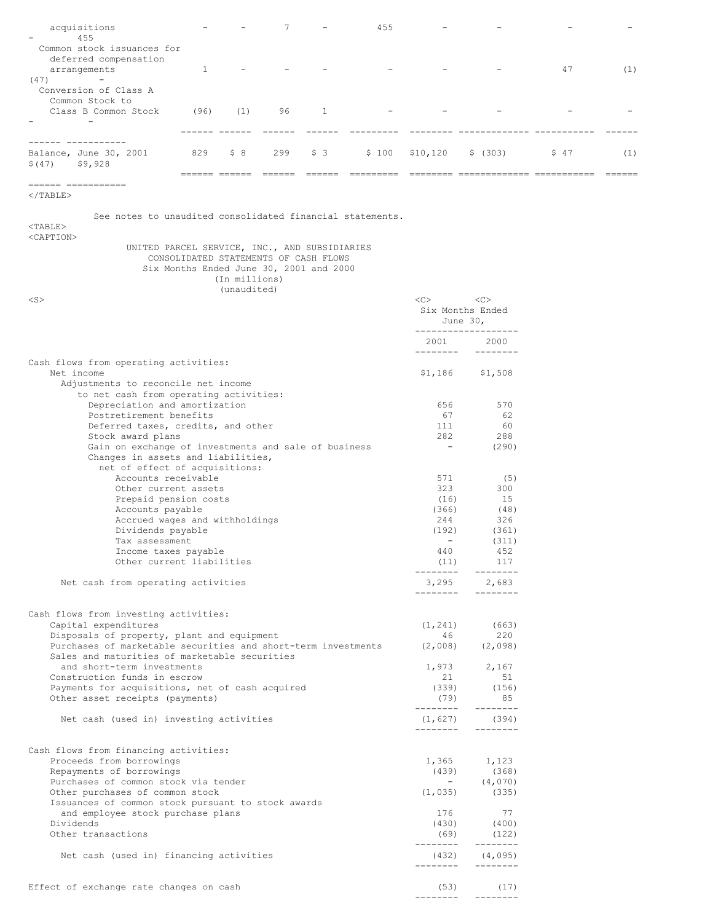| | | | | | | | | | | | |
|---|---|---|---|---|---|---|---|---|---|---|---|
| acquisitions | - | - | 7 | - | 455 | - | - | - | - | - | 455 |
| Common stock issuances for deferred compensation arrangements | 1 | - | - | - | - | - | - | 47 | (1) | (47) | - |
| Conversion of Class A Common Stock to Class B Common Stock | (96) | (1) | 96 | 1 | - | - | - | - | - | - | - |
| Balance, June 30, 2001 | 829 | $ 8 | 299 | $ 3 | $ 100 | $10,120 | $ (303) | $ 47 | (1) | $(47) | $9,928 |

See notes to unaudited consolidated financial statements.

UNITED PARCEL SERVICE, INC., AND SUBSIDIARIES
CONSOLIDATED STATEMENTS OF CASH FLOWS
Six Months Ended June 30, 2001 and 2000
(In millions)
(unaudited)

| | Six Months Ended June 30, | |
|---|---|---|
| | 2001 | 2000 |
| **Cash flows from operating activities:** | | |
| Net income | $1,186 | $1,508 |
| Adjustments to reconcile net income to net cash from operating activities: | | |
| Depreciation and amortization | 656 | 570 |
| Postretirement benefits | 67 | 62 |
| Deferred taxes, credits, and other | 111 | 60 |
| Stock award plans | 282 | 288 |
| Gain on exchange of investments and sale of business | - | (290) |
| Changes in assets and liabilities, net of effect of acquisitions: | | |
| Accounts receivable | 571 | (5) |
| Other current assets | 323 | 300 |
| Prepaid pension costs | (16) | 15 |
| Accounts payable | (366) | (48) |
| Accrued wages and withholdings | 244 | 326 |
| Dividends payable | (192) | (361) |
| Tax assessment | - | (311) |
| Income taxes payable | 440 | 452 |
| Other current liabilities | (11) | 117 |
| Net cash from operating activities | 3,295 | 2,683 |
| **Cash flows from investing activities:** | | |
| Capital expenditures | (1,241) | (663) |
| Disposals of property, plant and equipment | 46 | 220 |
| Purchases of marketable securities and short-term investments | (2,008) | (2,098) |
| Sales and maturities of marketable securities and short-term investments | 1,973 | 2,167 |
| Construction funds in escrow | 21 | 51 |
| Payments for acquisitions, net of cash acquired | (339) | (156) |
| Other asset receipts (payments) | (79) | 85 |
| Net cash (used in) investing activities | (1,627) | (394) |
| **Cash flows from financing activities:** | | |
| Proceeds from borrowings | 1,365 | 1,123 |
| Repayments of borrowings | (439) | (368) |
| Purchases of common stock via tender | - | (4,070) |
| Other purchases of common stock | (1,035) | (335) |
| Issuances of common stock pursuant to stock awards and employee stock purchase plans | 176 | 77 |
| Dividends | (430) | (400) |
| Other transactions | (69) | (122) |
| Net cash (used in) financing activities | (432) | (4,095) |
| Effect of exchange rate changes on cash | (53) | (17) |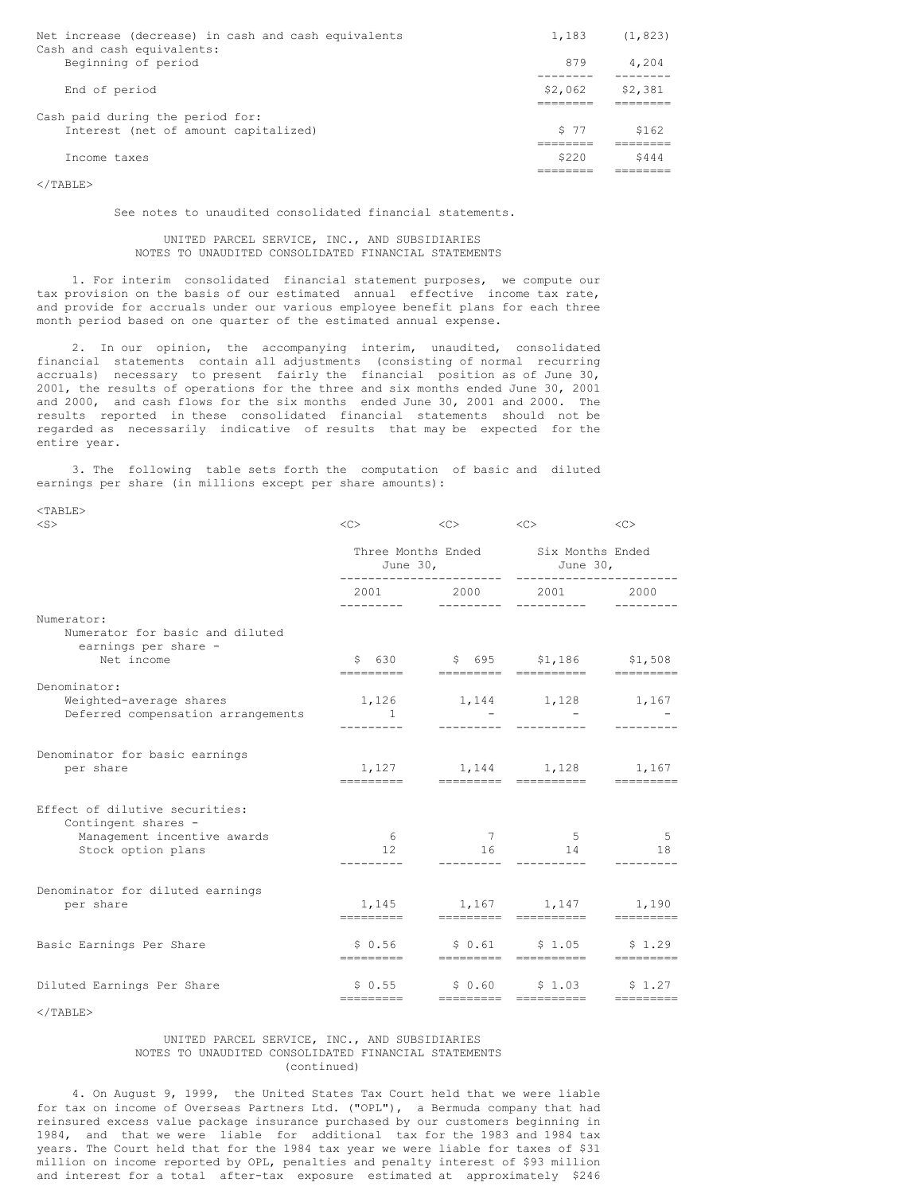| | | |
|---|---|---|
| Net increase (decrease) in cash and cash equivalents | 1,183 | (1,823) |
| Cash and cash equivalents: | | |
| Beginning of period | 879 | 4,204 |
| End of period | $2,062 | $2,381 |
| Cash paid during the period for: | | |
| Interest (net of amount capitalized) | $ 77 | $162 |
| Income taxes | $220 | $444 |

See notes to unaudited consolidated financial statements.

UNITED PARCEL SERVICE, INC., AND SUBSIDIARIES
NOTES TO UNAUDITED CONSOLIDATED FINANCIAL STATEMENTS

1. For interim consolidated financial statement purposes, we compute our tax provision on the basis of our estimated annual effective income tax rate, and provide for accruals under our various employee benefit plans for each three month period based on one quarter of the estimated annual expense.

2. In our opinion, the accompanying interim, unaudited, consolidated financial statements contain all adjustments (consisting of normal recurring accruals) necessary to present fairly the financial position as of June 30, 2001, the results of operations for the three and six months ended June 30, 2001 and 2000, and cash flows for the six months ended June 30, 2001 and 2000. The results reported in these consolidated financial statements should not be regarded as necessarily indicative of results that may be expected for the entire year.

3. The following table sets forth the computation of basic and diluted earnings per share (in millions except per share amounts):

| | Three Months Ended June 30, | | Six Months Ended June 30, | |
|---|---|---|---|---|
| | 2001 | 2000 | 2001 | 2000 |
| Numerator: | | | | |
| Numerator for basic and diluted earnings per share - Net income | $ 630 | $ 695 | $1,186 | $1,508 |
| Denominator: | | | | |
| Weighted-average shares | 1,126 | 1,144 | 1,128 | 1,167 |
| Deferred compensation arrangements | 1 | - | - | - |
| Denominator for basic earnings per share | 1,127 | 1,144 | 1,128 | 1,167 |
| Effect of dilutive securities: | | | | |
| Contingent shares - | | | | |
| Management incentive awards | 6 | 7 | 5 | 5 |
| Stock option plans | 12 | 16 | 14 | 18 |
| Denominator for diluted earnings per share | 1,145 | 1,167 | 1,147 | 1,190 |
| Basic Earnings Per Share | $ 0.56 | $ 0.61 | $ 1.05 | $ 1.29 |
| Diluted Earnings Per Share | $ 0.55 | $ 0.60 | $ 1.03 | $ 1.27 |

UNITED PARCEL SERVICE, INC., AND SUBSIDIARIES
NOTES TO UNAUDITED CONSOLIDATED FINANCIAL STATEMENTS
(continued)

4. On August 9, 1999, the United States Tax Court held that we were liable for tax on income of Overseas Partners Ltd. ("OPL"), a Bermuda company that had reinsured excess value package insurance purchased by our customers beginning in 1984, and that we were liable for additional tax for the 1983 and 1984 tax years. The Court held that for the 1984 tax year we were liable for taxes of $31 million on income reported by OPL, penalties and penalty interest of $93 million and interest for a total after-tax exposure estimated at approximately $246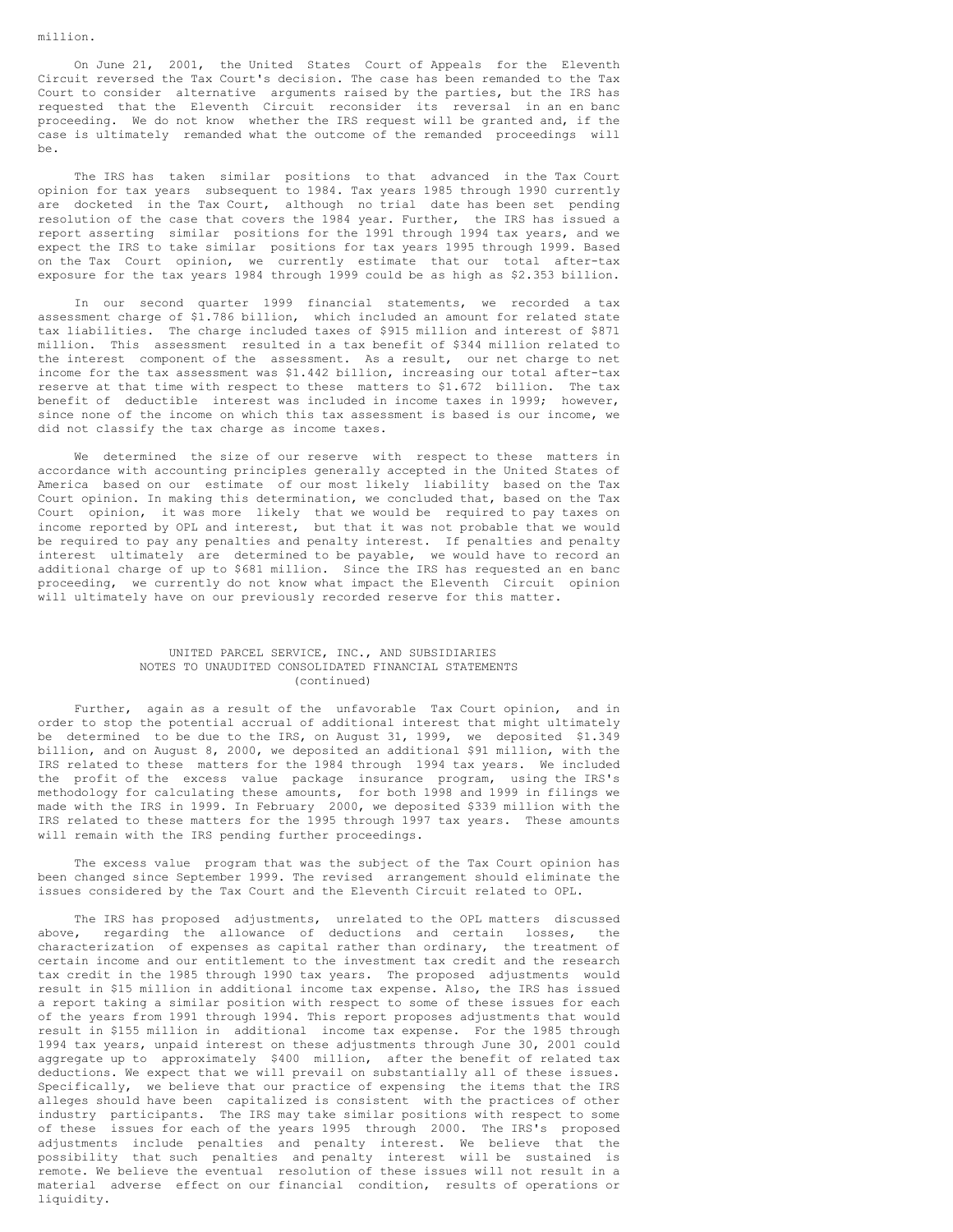million.

On June 21, 2001, the United States Court of Appeals for the Eleventh Circuit reversed the Tax Court's decision. The case has been remanded to the Tax Court to consider alternative arguments raised by the parties, but the IRS has requested that the Eleventh Circuit reconsider its reversal in an en banc proceeding. We do not know whether the IRS request will be granted and, if the case is ultimately remanded what the outcome of the remanded proceedings will be.

The IRS has taken similar positions to that advanced in the Tax Court opinion for tax years subsequent to 1984. Tax years 1985 through 1990 currently are docketed in the Tax Court, although no trial date has been set pending resolution of the case that covers the 1984 year. Further, the IRS has issued a report asserting similar positions for the 1991 through 1994 tax years, and we expect the IRS to take similar positions for tax years 1995 through 1999. Based on the Tax Court opinion, we currently estimate that our total after-tax exposure for the tax years 1984 through 1999 could be as high as $2.353 billion.

In our second quarter 1999 financial statements, we recorded a tax assessment charge of $1.786 billion, which included an amount for related state tax liabilities. The charge included taxes of $915 million and interest of $871 million. This assessment resulted in a tax benefit of $344 million related to the interest component of the assessment. As a result, our net charge to net income for the tax assessment was $1.442 billion, increasing our total after-tax reserve at that time with respect to these matters to $1.672 billion. The tax benefit of deductible interest was included in income taxes in 1999; however, since none of the income on which this tax assessment is based is our income, we did not classify the tax charge as income taxes.

We determined the size of our reserve with respect to these matters in accordance with accounting principles generally accepted in the United States of America based on our estimate of our most likely liability based on the Tax Court opinion. In making this determination, we concluded that, based on the Tax Court opinion, it was more likely that we would be required to pay taxes on income reported by OPL and interest, but that it was not probable that we would be required to pay any penalties and penalty interest. If penalties and penalty interest ultimately are determined to be payable, we would have to record an additional charge of up to $681 million. Since the IRS has requested an en banc proceeding, we currently do not know what impact the Eleventh Circuit opinion will ultimately have on our previously recorded reserve for this matter.

Further, again as a result of the unfavorable Tax Court opinion, and in order to stop the potential accrual of additional interest that might ultimately be determined to be due to the IRS, on August 31, 1999, we deposited $1.349 billion, and on August 8, 2000, we deposited an additional $91 million, with the IRS related to these matters for the 1984 through 1994 tax years. We included the profit of the excess value package insurance program, using the IRS's methodology for calculating these amounts, for both 1998 and 1999 in filings we made with the IRS in 1999. In February 2000, we deposited $339 million with the IRS related to these matters for the 1995 through 1997 tax years. These amounts will remain with the IRS pending further proceedings.

The excess value program that was the subject of the Tax Court opinion has been changed since September 1999. The revised arrangement should eliminate the issues considered by the Tax Court and the Eleventh Circuit related to OPL.

The IRS has proposed adjustments, unrelated to the OPL matters discussed above, regarding the allowance of deductions and certain losses, the characterization of expenses as capital rather than ordinary, the treatment of certain income and our entitlement to the investment tax credit and the research tax credit in the 1985 through 1990 tax years. The proposed adjustments would result in $15 million in additional income tax expense. Also, the IRS has issued a report taking a similar position with respect to some of these issues for each of the years from 1991 through 1994. This report proposes adjustments that would result in $155 million in additional income tax expense. For the 1985 through 1994 tax years, unpaid interest on these adjustments through June 30, 2001 could aggregate up to approximately $400 million, after the benefit of related tax deductions. We expect that we will prevail on substantially all of these issues. Specifically, we believe that our practice of expensing the items that the IRS alleges should have been capitalized is consistent with the practices of other industry participants. The IRS may take similar positions with respect to some of these issues for each of the years 1995 through 2000. The IRS's proposed adjustments include penalties and penalty interest. We believe that the possibility that such penalties and penalty interest will be sustained is remote. We believe the eventual resolution of these issues will not result in a material adverse effect on our financial condition, results of operations or liquidity.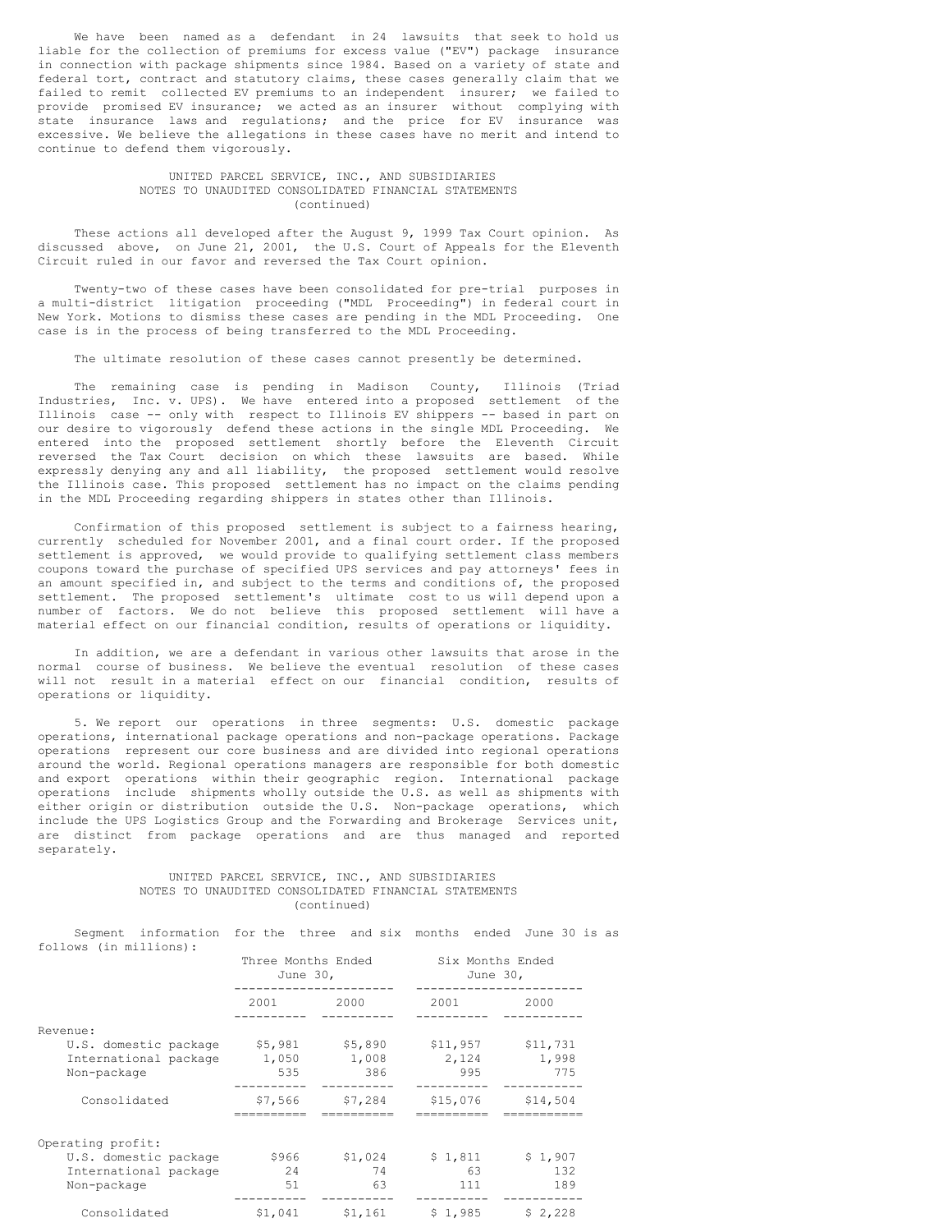We have been named as a defendant in 24 lawsuits that seek to hold us liable for the collection of premiums for excess value ("EV") package insurance in connection with package shipments since 1984. Based on a variety of state and federal tort, contract and statutory claims, these cases generally claim that we failed to remit collected EV premiums to an independent insurer; we failed to provide promised EV insurance; we acted as an insurer without complying with state insurance laws and regulations; and the price for EV insurance was excessive. We believe the allegations in these cases have no merit and intend to continue to defend them vigorously.

UNITED PARCEL SERVICE, INC., AND SUBSIDIARIES
NOTES TO UNAUDITED CONSOLIDATED FINANCIAL STATEMENTS
(continued)

These actions all developed after the August 9, 1999 Tax Court opinion. As discussed above, on June 21, 2001, the U.S. Court of Appeals for the Eleventh Circuit ruled in our favor and reversed the Tax Court opinion.

Twenty-two of these cases have been consolidated for pre-trial purposes in a multi-district litigation proceeding ("MDL Proceeding") in federal court in New York. Motions to dismiss these cases are pending in the MDL Proceeding. One case is in the process of being transferred to the MDL Proceeding.

The ultimate resolution of these cases cannot presently be determined.

The remaining case is pending in Madison County, Illinois (Triad Industries, Inc. v. UPS). We have entered into a proposed settlement of the Illinois case -- only with respect to Illinois EV shippers -- based in part on our desire to vigorously defend these actions in the single MDL Proceeding. We entered into the proposed settlement shortly before the Eleventh Circuit reversed the Tax Court decision on which these lawsuits are based. While expressly denying any and all liability, the proposed settlement would resolve the Illinois case. This proposed settlement has no impact on the claims pending in the MDL Proceeding regarding shippers in states other than Illinois.

Confirmation of this proposed settlement is subject to a fairness hearing, currently scheduled for November 2001, and a final court order. If the proposed settlement is approved, we would provide to qualifying settlement class members coupons toward the purchase of specified UPS services and pay attorneys' fees in an amount specified in, and subject to the terms and conditions of, the proposed settlement. The proposed settlement's ultimate cost to us will depend upon a number of factors. We do not believe this proposed settlement will have a material effect on our financial condition, results of operations or liquidity.

In addition, we are a defendant in various other lawsuits that arose in the normal course of business. We believe the eventual resolution of these cases will not result in a material effect on our financial condition, results of operations or liquidity.

5. We report our operations in three segments: U.S. domestic package operations, international package operations and non-package operations. Package operations represent our core business and are divided into regional operations around the world. Regional operations managers are responsible for both domestic and export operations within their geographic region. International package operations include shipments wholly outside the U.S. as well as shipments with either origin or distribution outside the U.S. Non-package operations, which include the UPS Logistics Group and the Forwarding and Brokerage Services unit, are distinct from package operations and are thus managed and reported separately.

UNITED PARCEL SERVICE, INC., AND SUBSIDIARIES
NOTES TO UNAUDITED CONSOLIDATED FINANCIAL STATEMENTS
(continued)

Segment information for the three and six months ended June 30 is as follows (in millions):

| | Three Months Ended June 30, | | Six Months Ended June 30, | |
|---|---|---|---|---|
| | 2001 | 2000 | 2001 | 2000 |
| Revenue: | | | | |
| U.S. domestic package | $5,981 | $5,890 | $11,957 | $11,731 |
| International package | 1,050 | 1,008 | 2,124 | 1,998 |
| Non-package | 535 | 386 | 995 | 775 |
| Consolidated | $7,566 | $7,284 | $15,076 | $14,504 |
| Operating profit: | | | | |
| U.S. domestic package | $966 | $1,024 | $ 1,811 | $ 1,907 |
| International package | 24 | 74 | 63 | 132 |
| Non-package | 51 | 63 | 111 | 189 |
| Consolidated | $1,041 | $1,161 | $ 1,985 | $ 2,228 |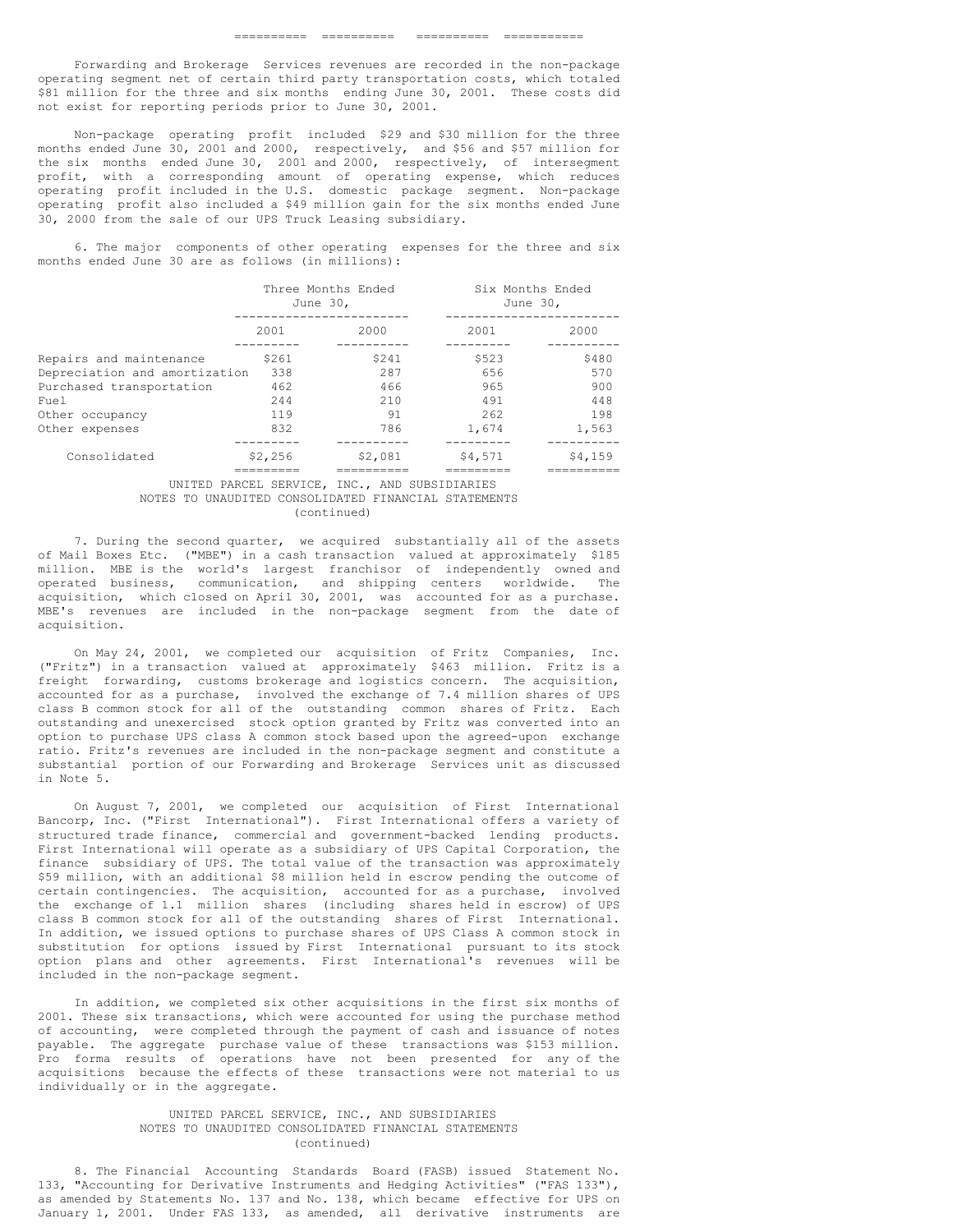Forwarding and Brokerage Services revenues are recorded in the non-package operating segment net of certain third party transportation costs, which totaled $81 million for the three and six months ending June 30, 2001. These costs did not exist for reporting periods prior to June 30, 2001.

Non-package operating profit included $29 and $30 million for the three months ended June 30, 2001 and 2000, respectively, and $56 and $57 million for the six months ended June 30, 2001 and 2000, respectively, of intersegment profit, with a corresponding amount of operating expense, which reduces operating profit included in the U.S. domestic package segment. Non-package operating profit also included a $49 million gain for the six months ended June 30, 2000 from the sale of our UPS Truck Leasing subsidiary.

6. The major components of other operating expenses for the three and six months ended June 30 are as follows (in millions):

| | Three Months Ended June 30, | | Six Months Ended June 30, | |
|---|---|---|---|---|
| | 2001 | 2000 | 2001 | 2000 |
| Repairs and maintenance | $261 | $241 | $523 | $480 |
| Depreciation and amortization | 338 | 287 | 656 | 570 |
| Purchased transportation | 462 | 466 | 965 | 900 |
| Fuel | 244 | 210 | 491 | 448 |
| Other occupancy | 119 | 91 | 262 | 198 |
| Other expenses | 832 | 786 | 1,674 | 1,563 |
| Consolidated | $2,256 | $2,081 | $4,571 | $4,159 |

UNITED PARCEL SERVICE, INC., AND SUBSIDIARIES
NOTES TO UNAUDITED CONSOLIDATED FINANCIAL STATEMENTS
(continued)

7. During the second quarter, we acquired substantially all of the assets of Mail Boxes Etc. ("MBE") in a cash transaction valued at approximately $185 million. MBE is the world's largest franchisor of independently owned and operated business, communication, and shipping centers worldwide. The acquisition, which closed on April 30, 2001, was accounted for as a purchase. MBE's revenues are included in the non-package segment from the date of acquisition.

On May 24, 2001, we completed our acquisition of Fritz Companies, Inc. ("Fritz") in a transaction valued at approximately $463 million. Fritz is a freight forwarding, customs brokerage and logistics concern. The acquisition, accounted for as a purchase, involved the exchange of 7.4 million shares of UPS class B common stock for all of the outstanding common shares of Fritz. Each outstanding and unexercised stock option granted by Fritz was converted into an option to purchase UPS class A common stock based upon the agreed-upon exchange ratio. Fritz's revenues are included in the non-package segment and constitute a substantial portion of our Forwarding and Brokerage Services unit as discussed in Note 5.

On August 7, 2001, we completed our acquisition of First International Bancorp, Inc. ("First International"). First International offers a variety of structured trade finance, commercial and government-backed lending products. First International will operate as a subsidiary of UPS Capital Corporation, the finance subsidiary of UPS. The total value of the transaction was approximately $59 million, with an additional $8 million held in escrow pending the outcome of certain contingencies. The acquisition, accounted for as a purchase, involved the exchange of 1.1 million shares (including shares held in escrow) of UPS class B common stock for all of the outstanding shares of First International. In addition, we issued options to purchase shares of UPS Class A common stock in substitution for options issued by First International pursuant to its stock option plans and other agreements. First International's revenues will be included in the non-package segment.

In addition, we completed six other acquisitions in the first six months of 2001. These six transactions, which were accounted for using the purchase method of accounting, were completed through the payment of cash and issuance of notes payable. The aggregate purchase value of these transactions was $153 million. Pro forma results of operations have not been presented for any of the acquisitions because the effects of these transactions were not material to us individually or in the aggregate.

UNITED PARCEL SERVICE, INC., AND SUBSIDIARIES
NOTES TO UNAUDITED CONSOLIDATED FINANCIAL STATEMENTS
(continued)

8. The Financial Accounting Standards Board (FASB) issued Statement No. 133, "Accounting for Derivative Instruments and Hedging Activities" ("FAS 133"), as amended by Statements No. 137 and No. 138, which became effective for UPS on January 1, 2001. Under FAS 133, as amended, all derivative instruments are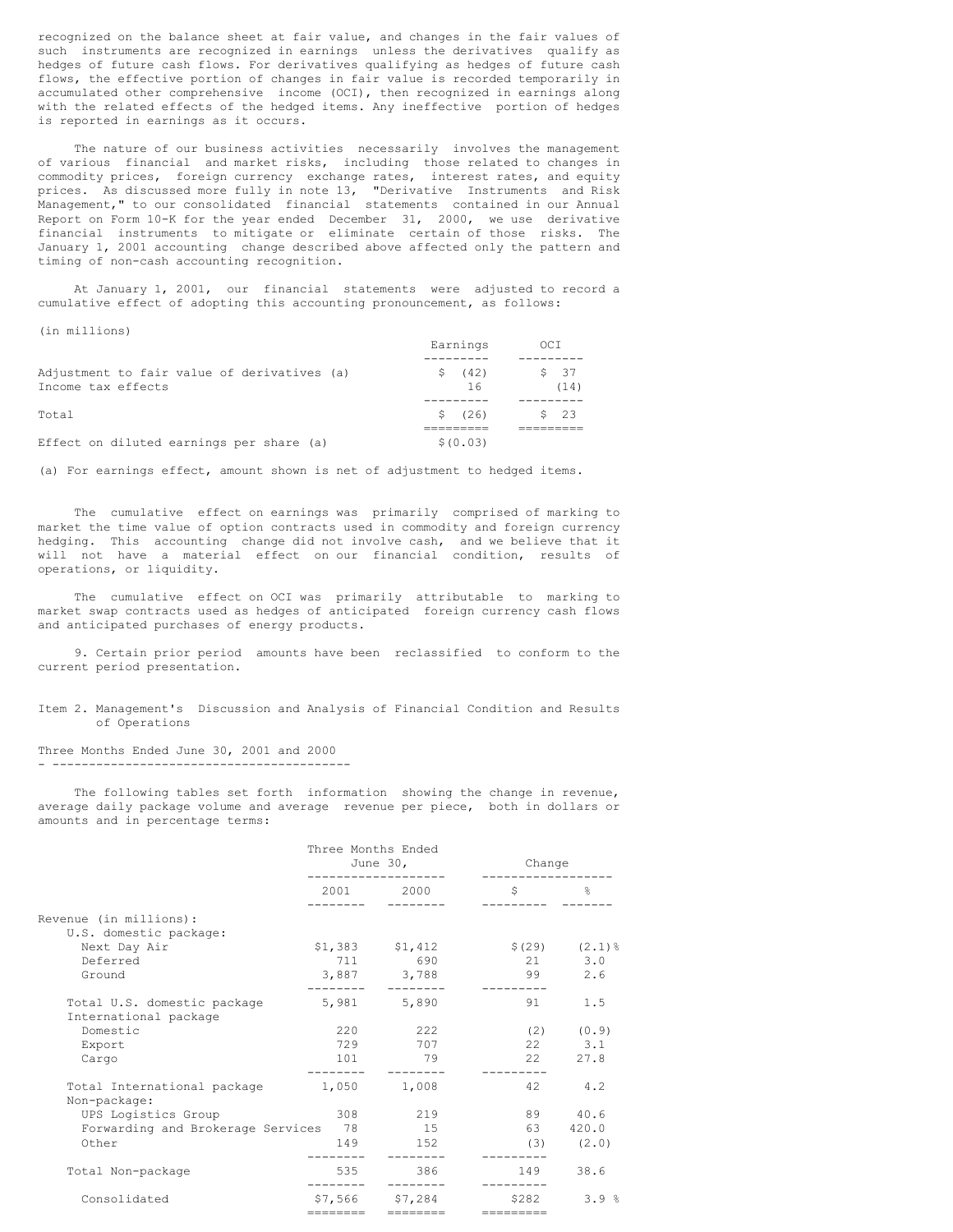recognized on the balance sheet at fair value, and changes in the fair values of such instruments are recognized in earnings unless the derivatives qualify as hedges of future cash flows. For derivatives qualifying as hedges of future cash flows, the effective portion of changes in fair value is recorded temporarily in accumulated other comprehensive income (OCI), then recognized in earnings along with the related effects of the hedged items. Any ineffective portion of hedges is reported in earnings as it occurs.

The nature of our business activities necessarily involves the management of various financial and market risks, including those related to changes in commodity prices, foreign currency exchange rates, interest rates, and equity prices. As discussed more fully in note 13, "Derivative Instruments and Risk Management," to our consolidated financial statements contained in our Annual Report on Form 10-K for the year ended December 31, 2000, we use derivative financial instruments to mitigate or eliminate certain of those risks. The January 1, 2001 accounting change described above affected only the pattern and timing of non-cash accounting recognition.

At January 1, 2001, our financial statements were adjusted to record a cumulative effect of adopting this accounting pronouncement, as follows:

(in millions)

| | Earnings | OCI |
|---|---|---|
| Adjustment to fair value of derivatives (a) | $ (42) | $ 37 |
| Income tax effects | 16 | (14) |
| Total | $ (26) | $ 23 |
| Effect on diluted earnings per share (a) | $(0.03) | |

(a) For earnings effect, amount shown is net of adjustment to hedged items.

The cumulative effect on earnings was primarily comprised of marking to market the time value of option contracts used in commodity and foreign currency hedging. This accounting change did not involve cash, and we believe that it will not have a material effect on our financial condition, results of operations, or liquidity.

The cumulative effect on OCI was primarily attributable to marking to market swap contracts used as hedges of anticipated foreign currency cash flows and anticipated purchases of energy products.

9. Certain prior period amounts have been reclassified to conform to the current period presentation.

## Item 2. Management's Discussion and Analysis of Financial Condition and Results of Operations

### Three Months Ended June 30, 2001 and 2000

The following tables set forth information showing the change in revenue, average daily package volume and average revenue per piece, both in dollars or amounts and in percentage terms:

| | Three Months Ended June 30, | | Change | |
|---|---|---|---|---|
| | 2001 | 2000 | $ | % |
| Revenue (in millions): | | | | |
| U.S. domestic package: | | | | |
| Next Day Air | $1,383 | $1,412 | $(29) | (2.1)% |
| Deferred | 711 | 690 | 21 | 3.0 |
| Ground | 3,887 | 3,788 | 99 | 2.6 |
| Total U.S. domestic package | 5,981 | 5,890 | 91 | 1.5 |
| International package | | | | |
| Domestic | 220 | 222 | (2) | (0.9) |
| Export | 729 | 707 | 22 | 3.1 |
| Cargo | 101 | 79 | 22 | 27.8 |
| Total International package | 1,050 | 1,008 | 42 | 4.2 |
| Non-package: | | | | |
| UPS Logistics Group | 308 | 219 | 89 | 40.6 |
| Forwarding and Brokerage Services | 78 | 15 | 63 | 420.0 |
| Other | 149 | 152 | (3) | (2.0) |
| Total Non-package | 535 | 386 | 149 | 38.6 |
| Consolidated | $7,566 | $7,284 | $282 | 3.9 % |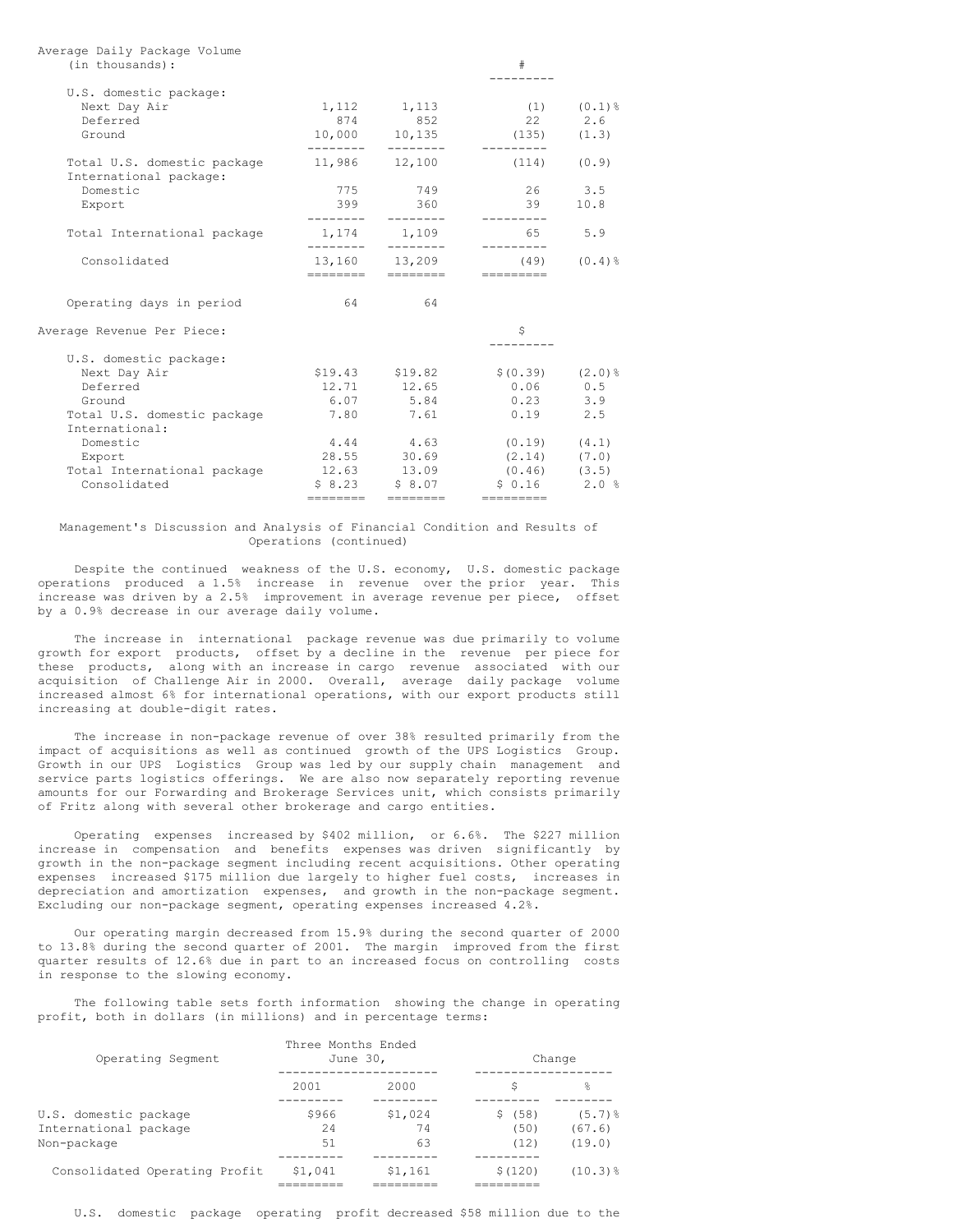| Average Daily Package Volume (in thousands): | | | # | |
|---|---|---|---|---|
| U.S. domestic package: | | | | |
| Next Day Air | 1,112 | 1,113 | (1) | (0.1)% |
| Deferred | 874 | 852 | 22 | 2.6 |
| Ground | 10,000 | 10,135 | (135) | (1.3) |
| Total U.S. domestic package | 11,986 | 12,100 | (114) | (0.9) |
| International package: | | | | |
| Domestic | 775 | 749 | 26 | 3.5 |
| Export | 399 | 360 | 39 | 10.8 |
| Total International package | 1,174 | 1,109 | 65 | 5.9 |
| Consolidated | 13,160 | 13,209 | (49) | (0.4)% |
| Operating days in period | 64 | 64 | | |

| Average Revenue Per Piece: | | | $ | |
|---|---|---|---|---|
| U.S. domestic package: | | | | |
| Next Day Air | $19.43 | $19.82 | $(0.39) | (2.0)% |
| Deferred | 12.71 | 12.65 | 0.06 | 0.5 |
| Ground | 6.07 | 5.84 | 0.23 | 3.9 |
| Total U.S. domestic package | 7.80 | 7.61 | 0.19 | 2.5 |
| International: | | | | |
| Domestic | 4.44 | 4.63 | (0.19) | (4.1) |
| Export | 28.55 | 30.69 | (2.14) | (7.0) |
| Total International package | 12.63 | 13.09 | (0.46) | (3.5) |
| Consolidated | $ 8.23 | $ 8.07 | $ 0.16 | 2.0 % |

Management's Discussion and Analysis of Financial Condition and Results of Operations (continued)

Despite the continued weakness of the U.S. economy, U.S. domestic package operations produced a 1.5% increase in revenue over the prior year. This increase was driven by a 2.5% improvement in average revenue per piece, offset by a 0.9% decrease in our average daily volume.

The increase in international package revenue was due primarily to volume growth for export products, offset by a decline in the revenue per piece for these products, along with an increase in cargo revenue associated with our acquisition of Challenge Air in 2000. Overall, average daily package volume increased almost 6% for international operations, with our export products still increasing at double-digit rates.

The increase in non-package revenue of over 38% resulted primarily from the impact of acquisitions as well as continued growth of the UPS Logistics Group. Growth in our UPS Logistics Group was led by our supply chain management and service parts logistics offerings. We are also now separately reporting revenue amounts for our Forwarding and Brokerage Services unit, which consists primarily of Fritz along with several other brokerage and cargo entities.

Operating expenses increased by $402 million, or 6.6%. The $227 million increase in compensation and benefits expenses was driven significantly by growth in the non-package segment including recent acquisitions. Other operating expenses increased $175 million due largely to higher fuel costs, increases in depreciation and amortization expenses, and growth in the non-package segment. Excluding our non-package segment, operating expenses increased 4.2%.

Our operating margin decreased from 15.9% during the second quarter of 2000 to 13.8% during the second quarter of 2001. The margin improved from the first quarter results of 12.6% due in part to an increased focus on controlling costs in response to the slowing economy.

The following table sets forth information showing the change in operating profit, both in dollars (in millions) and in percentage terms:

| Operating Segment | Three Months Ended June 30, | | Change | |
|---|---|---|---|---|
| | 2001 | 2000 | $ | % |
| U.S. domestic package | $966 | $1,024 | $ (58) | (5.7)% |
| International package | 24 | 74 | (50) | (67.6) |
| Non-package | 51 | 63 | (12) | (19.0) |
| Consolidated Operating Profit | $1,041 | $1,161 | $(120) | (10.3)% |

U.S. domestic package operating profit decreased $58 million due to the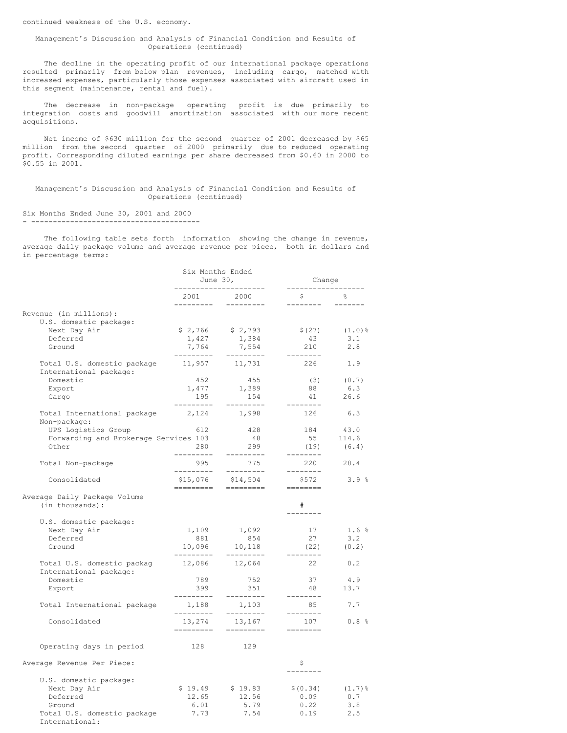continued weakness of the U.S. economy.

## Management's Discussion and Analysis of Financial Condition and Results of Operations (continued)

The decline in the operating profit of our international package operations resulted primarily from below plan revenues, including cargo, matched with increased expenses, particularly those expenses associated with aircraft used in this segment (maintenance, rental and fuel).

The decrease in non-package operating profit is due primarily to integration costs and goodwill amortization associated with our more recent acquisitions.

Net income of $630 million for the second quarter of 2001 decreased by $65 million from the second quarter of 2000 primarily due to reduced operating profit. Corresponding diluted earnings per share decreased from $0.60 in 2000 to $0.55 in 2001.

## Management's Discussion and Analysis of Financial Condition and Results of Operations (continued)

### Six Months Ended June 30, 2001 and 2000

The following table sets forth information showing the change in revenue, average daily package volume and average revenue per piece, both in dollars and in percentage terms:

| | Six Months Ended June 30, | | Change | |
|---|---|---|---|---|
| | 2001 | 2000 | $ | % |
| **Revenue (in millions):** | | | | |
| U.S. domestic package: | | | | |
| Next Day Air | $ 2,766 | $ 2,793 | $ (27) | (1.0)% |
| Deferred | 1,427 | 1,384 | 43 | 3.1 |
| Ground | 7,764 | 7,554 | 210 | 2.8 |
| Total U.S. domestic package | 11,957 | 11,731 | 226 | 1.9 |
| International package: | | | | |
| Domestic | 452 | 455 | (3) | (0.7) |
| Export | 1,477 | 1,389 | 88 | 6.3 |
| Cargo | 195 | 154 | 41 | 26.6 |
| Total International package | 2,124 | 1,998 | 126 | 6.3 |
| Non-package: | | | | |
| UPS Logistics Group | 612 | 428 | 184 | 43.0 |
| Forwarding and Brokerage Services | 103 | 48 | 55 | 114.6 |
| Other | 280 | 299 | (19) | (6.4) |
| Total Non-package | 995 | 775 | 220 | 28.4 |
| Consolidated | $15,076 | $14,504 | $572 | 3.9 % |
| **Average Daily Package Volume (in thousands):** | | | # | |
| U.S. domestic package: | | | | |
| Next Day Air | 1,109 | 1,092 | 17 | 1.6 % |
| Deferred | 881 | 854 | 27 | 3.2 |
| Ground | 10,096 | 10,118 | (22) | (0.2) |
| Total U.S. domestic packag | 12,086 | 12,064 | 22 | 0.2 |
| International package: | | | | |
| Domestic | 789 | 752 | 37 | 4.9 |
| Export | 399 | 351 | 48 | 13.7 |
| Total International package | 1,188 | 1,103 | 85 | 7.7 |
| Consolidated | 13,274 | 13,167 | 107 | 0.8 % |
| Operating days in period | 128 | 129 | | |
| **Average Revenue Per Piece:** | | | $ | |
| U.S. domestic package: | | | | |
| Next Day Air | $ 19.49 | $ 19.83 | $(0.34) | (1.7)% |
| Deferred | 12.65 | 12.56 | 0.09 | 0.7 |
| Ground | 6.01 | 5.79 | 0.22 | 3.8 |
| Total U.S. domestic package | 7.73 | 7.54 | 0.19 | 2.5 |
| International: | | | | |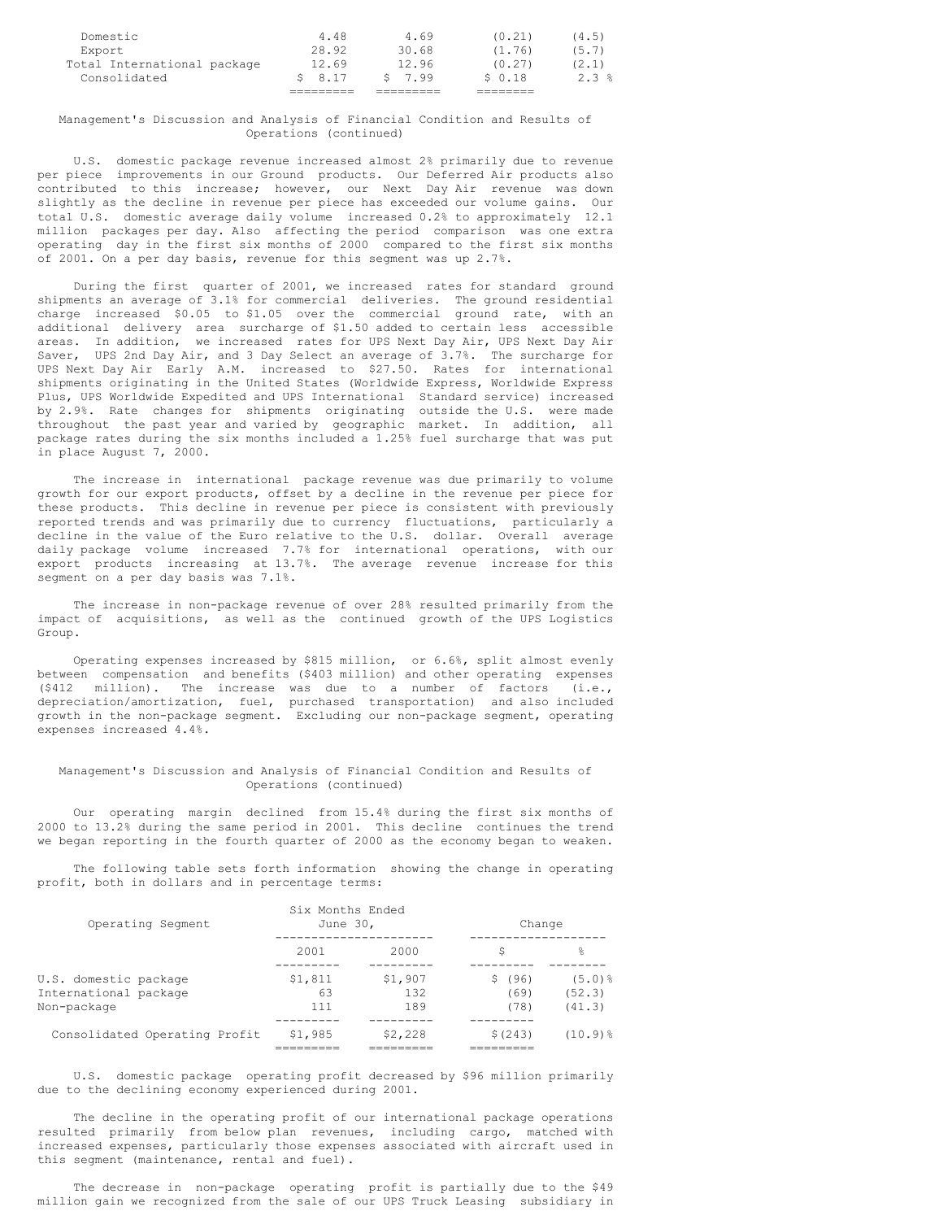| | | | | |
|---|---|---|---|---|
| Domestic | 4.48 | 4.69 | (0.21) | (4.5) |
| Export | 28.92 | 30.68 | (1.76) | (5.7) |
| Total International package | 12.69 | 12.96 | (0.27) | (2.1) |
| Consolidated | $ 8.17 | $ 7.99 | $ 0.18 | 2.3 % |

## Management's Discussion and Analysis of Financial Condition and Results of Operations (continued)

U.S. domestic package revenue increased almost 2% primarily due to revenue per piece improvements in our Ground products. Our Deferred Air products also contributed to this increase; however, our Next Day Air revenue was down slightly as the decline in revenue per piece has exceeded our volume gains. Our total U.S. domestic average daily volume increased 0.2% to approximately 12.1 million packages per day. Also affecting the period comparison was one extra operating day in the first six months of 2000 compared to the first six months of 2001. On a per day basis, revenue for this segment was up 2.7%.

During the first quarter of 2001, we increased rates for standard ground shipments an average of 3.1% for commercial deliveries. The ground residential charge increased $0.05 to $1.05 over the commercial ground rate, with an additional delivery area surcharge of $1.50 added to certain less accessible areas. In addition, we increased rates for UPS Next Day Air, UPS Next Day Air Saver, UPS 2nd Day Air, and 3 Day Select an average of 3.7%. The surcharge for UPS Next Day Air Early A.M. increased to $27.50. Rates for international shipments originating in the United States (Worldwide Express, Worldwide Express Plus, UPS Worldwide Expedited and UPS International Standard service) increased by 2.9%. Rate changes for shipments originating outside the U.S. were made throughout the past year and varied by geographic market. In addition, all package rates during the six months included a 1.25% fuel surcharge that was put in place August 7, 2000.

The increase in international package revenue was due primarily to volume growth for our export products, offset by a decline in the revenue per piece for these products. This decline in revenue per piece is consistent with previously reported trends and was primarily due to currency fluctuations, particularly a decline in the value of the Euro relative to the U.S. dollar. Overall average daily package volume increased 7.7% for international operations, with our export products increasing at 13.7%. The average revenue increase for this segment on a per day basis was 7.1%.

The increase in non-package revenue of over 28% resulted primarily from the impact of acquisitions, as well as the continued growth of the UPS Logistics Group.

Operating expenses increased by $815 million, or 6.6%, split almost evenly between compensation and benefits ($403 million) and other operating expenses ($412 million). The increase was due to a number of factors (i.e., depreciation/amortization, fuel, purchased transportation) and also included growth in the non-package segment. Excluding our non-package segment, operating expenses increased 4.4%.

## Management's Discussion and Analysis of Financial Condition and Results of Operations (continued)

Our operating margin declined from 15.4% during the first six months of 2000 to 13.2% during the same period in 2001. This decline continues the trend we began reporting in the fourth quarter of 2000 as the economy began to weaken.

The following table sets forth information showing the change in operating profit, both in dollars and in percentage terms:

| Operating Segment | Six Months Ended June 30, | | Change | |
|---|---|---|---|---|
| | 2001 | 2000 | $ | % |
| U.S. domestic package | $1,811 | $1,907 | $ (96) | (5.0)% |
| International package | 63 | 132 | (69) | (52.3) |
| Non-package | 111 | 189 | (78) | (41.3) |
| Consolidated Operating Profit | $1,985 | $2,228 | $(243) | (10.9)% |

U.S. domestic package operating profit decreased by $96 million primarily due to the declining economy experienced during 2001.

The decline in the operating profit of our international package operations resulted primarily from below plan revenues, including cargo, matched with increased expenses, particularly those expenses associated with aircraft used in this segment (maintenance, rental and fuel).

The decrease in non-package operating profit is partially due to the $49 million gain we recognized from the sale of our UPS Truck Leasing subsidiary in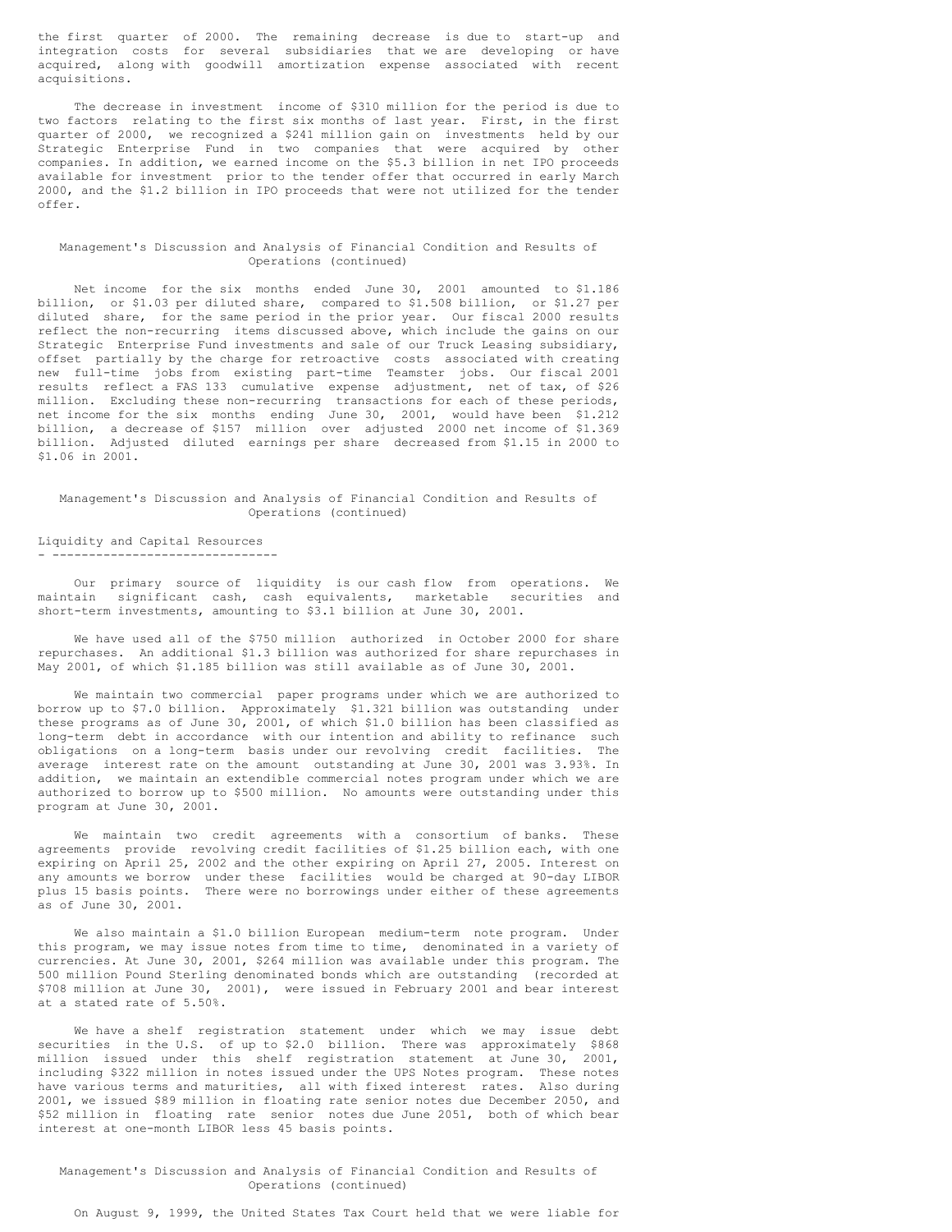the first quarter of 2000. The remaining decrease is due to start-up and integration costs for several subsidiaries that we are developing or have acquired, along with goodwill amortization expense associated with recent acquisitions.

The decrease in investment income of $310 million for the period is due to two factors relating to the first six months of last year. First, in the first quarter of 2000, we recognized a $241 million gain on investments held by our Strategic Enterprise Fund in two companies that were acquired by other companies. In addition, we earned income on the $5.3 billion in net IPO proceeds available for investment prior to the tender offer that occurred in early March 2000, and the $1.2 billion in IPO proceeds that were not utilized for the tender offer.

## Management's Discussion and Analysis of Financial Condition and Results of Operations (continued)

Net income for the six months ended June 30, 2001 amounted to $1.186 billion, or $1.03 per diluted share, compared to $1.508 billion, or $1.27 per diluted share, for the same period in the prior year. Our fiscal 2000 results reflect the non-recurring items discussed above, which include the gains on our Strategic Enterprise Fund investments and sale of our Truck Leasing subsidiary, offset partially by the charge for retroactive costs associated with creating new full-time jobs from existing part-time Teamster jobs. Our fiscal 2001 results reflect a FAS 133 cumulative expense adjustment, net of tax, of $26 million. Excluding these non-recurring transactions for each of these periods, net income for the six months ending June 30, 2001, would have been $1.212 billion, a decrease of $157 million over adjusted 2000 net income of $1.369 billion. Adjusted diluted earnings per share decreased from $1.15 in 2000 to $1.06 in 2001.

## Management's Discussion and Analysis of Financial Condition and Results of Operations (continued)

### Liquidity and Capital Resources

Our primary source of liquidity is our cash flow from operations. We maintain significant cash, cash equivalents, marketable securities and short-term investments, amounting to $3.1 billion at June 30, 2001.

We have used all of the $750 million authorized in October 2000 for share repurchases. An additional $1.3 billion was authorized for share repurchases in May 2001, of which $1.185 billion was still available as of June 30, 2001.

We maintain two commercial paper programs under which we are authorized to borrow up to $7.0 billion. Approximately $1.321 billion was outstanding under these programs as of June 30, 2001, of which $1.0 billion has been classified as long-term debt in accordance with our intention and ability to refinance such obligations on a long-term basis under our revolving credit facilities. The average interest rate on the amount outstanding at June 30, 2001 was 3.93%. In addition, we maintain an extendible commercial notes program under which we are authorized to borrow up to $500 million. No amounts were outstanding under this program at June 30, 2001.

We maintain two credit agreements with a consortium of banks. These agreements provide revolving credit facilities of $1.25 billion each, with one expiring on April 25, 2002 and the other expiring on April 27, 2005. Interest on any amounts we borrow under these facilities would be charged at 90-day LIBOR plus 15 basis points. There were no borrowings under either of these agreements as of June 30, 2001.

We also maintain a $1.0 billion European medium-term note program. Under this program, we may issue notes from time to time, denominated in a variety of currencies. At June 30, 2001, $264 million was available under this program. The 500 million Pound Sterling denominated bonds which are outstanding (recorded at $708 million at June 30, 2001), were issued in February 2001 and bear interest at a stated rate of 5.50%.

We have a shelf registration statement under which we may issue debt securities in the U.S. of up to $2.0 billion. There was approximately $868 million issued under this shelf registration statement at June 30, 2001, including $322 million in notes issued under the UPS Notes program. These notes have various terms and maturities, all with fixed interest rates. Also during 2001, we issued $89 million in floating rate senior notes due December 2050, and $52 million in floating rate senior notes due June 2051, both of which bear interest at one-month LIBOR less 45 basis points.

## Management's Discussion and Analysis of Financial Condition and Results of Operations (continued)

On August 9, 1999, the United States Tax Court held that we were liable for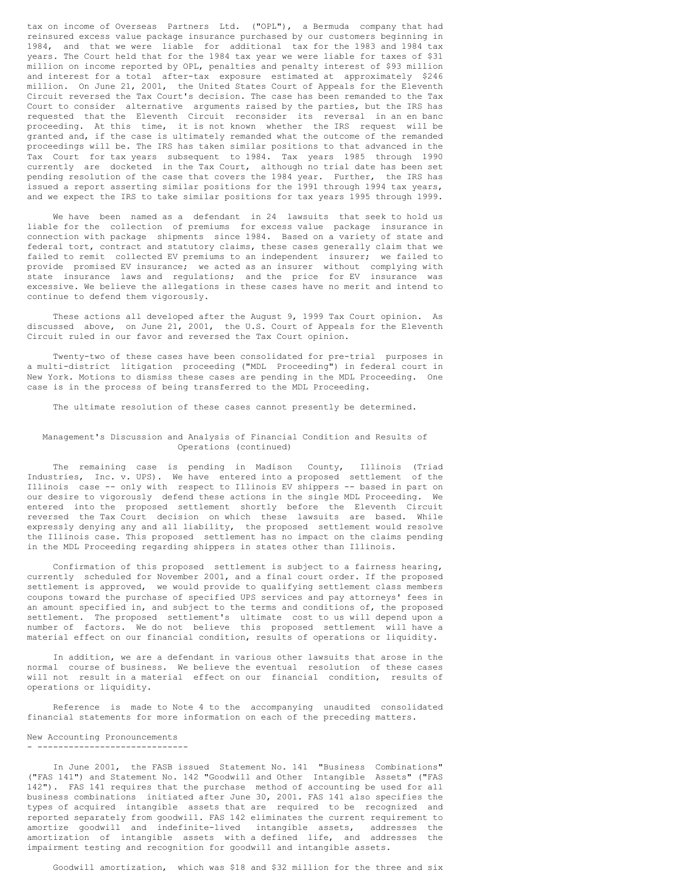tax on income of Overseas Partners Ltd. ("OPL"), a Bermuda company that had reinsured excess value package insurance purchased by our customers beginning in 1984, and that we were liable for additional tax for the 1983 and 1984 tax years. The Court held that for the 1984 tax year we were liable for taxes of $31 million on income reported by OPL, penalties and penalty interest of $93 million and interest for a total after-tax exposure estimated at approximately $246 million. On June 21, 2001, the United States Court of Appeals for the Eleventh Circuit reversed the Tax Court's decision. The case has been remanded to the Tax Court to consider alternative arguments raised by the parties, but the IRS has requested that the Eleventh Circuit reconsider its reversal in an en banc proceeding. At this time, it is not known whether the IRS request will be granted and, if the case is ultimately remanded what the outcome of the remanded proceedings will be. The IRS has taken similar positions to that advanced in the Tax Court for tax years subsequent to 1984. Tax years 1985 through 1990 currently are docketed in the Tax Court, although no trial date has been set pending resolution of the case that covers the 1984 year. Further, the IRS has issued a report asserting similar positions for the 1991 through 1994 tax years, and we expect the IRS to take similar positions for tax years 1995 through 1999.

We have been named as a defendant in 24 lawsuits that seek to hold us liable for the collection of premiums for excess value package insurance in connection with package shipments since 1984. Based on a variety of state and federal tort, contract and statutory claims, these cases generally claim that we failed to remit collected EV premiums to an independent insurer; we failed to provide promised EV insurance; we acted as an insurer without complying with state insurance laws and regulations; and the price for EV insurance was excessive. We believe the allegations in these cases have no merit and intend to continue to defend them vigorously.

These actions all developed after the August 9, 1999 Tax Court opinion. As discussed above, on June 21, 2001, the U.S. Court of Appeals for the Eleventh Circuit ruled in our favor and reversed the Tax Court opinion.

Twenty-two of these cases have been consolidated for pre-trial purposes in a multi-district litigation proceeding ("MDL Proceeding") in federal court in New York. Motions to dismiss these cases are pending in the MDL Proceeding. One case is in the process of being transferred to the MDL Proceeding.

The ultimate resolution of these cases cannot presently be determined.

## Management's Discussion and Analysis of Financial Condition and Results of Operations (continued)

The remaining case is pending in Madison County, Illinois (Triad Industries, Inc. v. UPS). We have entered into a proposed settlement of the Illinois case -- only with respect to Illinois EV shippers -- based in part on our desire to vigorously defend these actions in the single MDL Proceeding. We entered into the proposed settlement shortly before the Eleventh Circuit reversed the Tax Court decision on which these lawsuits are based. While expressly denying any and all liability, the proposed settlement would resolve the Illinois case. This proposed settlement has no impact on the claims pending in the MDL Proceeding regarding shippers in states other than Illinois.

Confirmation of this proposed settlement is subject to a fairness hearing, currently scheduled for November 2001, and a final court order. If the proposed settlement is approved, we would provide to qualifying settlement class members coupons toward the purchase of specified UPS services and pay attorneys' fees in an amount specified in, and subject to the terms and conditions of, the proposed settlement. The proposed settlement's ultimate cost to us will depend upon a number of factors. We do not believe this proposed settlement will have a material effect on our financial condition, results of operations or liquidity.

In addition, we are a defendant in various other lawsuits that arose in the normal course of business. We believe the eventual resolution of these cases will not result in a material effect on our financial condition, results of operations or liquidity.

Reference is made to Note 4 to the accompanying unaudited consolidated financial statements for more information on each of the preceding matters.

### New Accounting Pronouncements

In June 2001, the FASB issued Statement No. 141 "Business Combinations" ("FAS 141") and Statement No. 142 "Goodwill and Other Intangible Assets" ("FAS 142"). FAS 141 requires that the purchase method of accounting be used for all business combinations initiated after June 30, 2001. FAS 141 also specifies the types of acquired intangible assets that are required to be recognized and reported separately from goodwill. FAS 142 eliminates the current requirement to amortize goodwill and indefinite-lived intangible assets, addresses the amortization of intangible assets with a defined life, and addresses the impairment testing and recognition for goodwill and intangible assets.

Goodwill amortization, which was $18 and $32 million for the three and six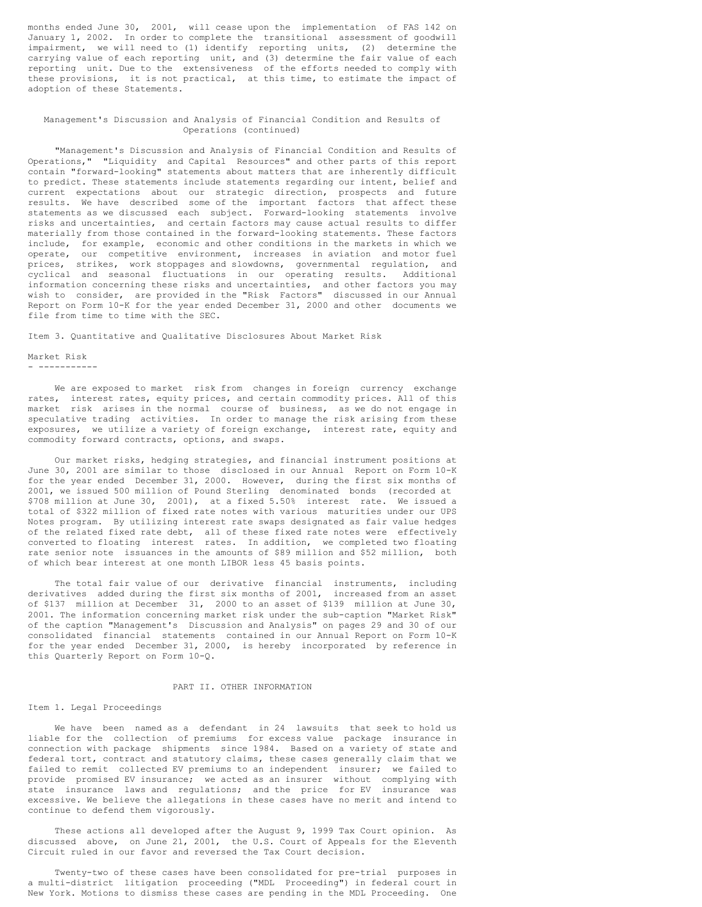months ended June 30, 2001, will cease upon the implementation of FAS 142 on January 1, 2002. In order to complete the transitional assessment of goodwill impairment, we will need to (1) identify reporting units, (2) determine the carrying value of each reporting unit, and (3) determine the fair value of each reporting unit. Due to the extensiveness of the efforts needed to comply with these provisions, it is not practical, at this time, to estimate the impact of adoption of these Statements.

## Management's Discussion and Analysis of Financial Condition and Results of Operations (continued)

"Management's Discussion and Analysis of Financial Condition and Results of Operations," "Liquidity and Capital Resources" and other parts of this report contain "forward-looking" statements about matters that are inherently difficult to predict. These statements include statements regarding our intent, belief and current expectations about our strategic direction, prospects and future results. We have described some of the important factors that affect these statements as we discussed each subject. Forward-looking statements involve risks and uncertainties, and certain factors may cause actual results to differ materially from those contained in the forward-looking statements. These factors include, for example, economic and other conditions in the markets in which we operate, our competitive environment, increases in aviation and motor fuel prices, strikes, work stoppages and slowdowns, governmental regulation, and cyclical and seasonal fluctuations in our operating results. Additional information concerning these risks and uncertainties, and other factors you may wish to consider, are provided in the "Risk Factors" discussed in our Annual Report on Form 10-K for the year ended December 31, 2000 and other documents we file from time to time with the SEC.

## Item 3. Quantitative and Qualitative Disclosures About Market Risk

### Market Risk

We are exposed to market risk from changes in foreign currency exchange rates, interest rates, equity prices, and certain commodity prices. All of this market risk arises in the normal course of business, as we do not engage in speculative trading activities. In order to manage the risk arising from these exposures, we utilize a variety of foreign exchange, interest rate, equity and commodity forward contracts, options, and swaps.

Our market risks, hedging strategies, and financial instrument positions at June 30, 2001 are similar to those disclosed in our Annual Report on Form 10-K for the year ended December 31, 2000. However, during the first six months of 2001, we issued 500 million of Pound Sterling denominated bonds (recorded at $708 million at June 30, 2001), at a fixed 5.50% interest rate. We issued a total of $322 million of fixed rate notes with various maturities under our UPS Notes program. By utilizing interest rate swaps designated as fair value hedges of the related fixed rate debt, all of these fixed rate notes were effectively converted to floating interest rates. In addition, we completed two floating rate senior note issuances in the amounts of $89 million and $52 million, both of which bear interest at one month LIBOR less 45 basis points.

The total fair value of our derivative financial instruments, including derivatives added during the first six months of 2001, increased from an asset of $137 million at December 31, 2000 to an asset of $139 million at June 30, 2001. The information concerning market risk under the sub-caption "Market Risk" of the caption "Management's Discussion and Analysis" on pages 29 and 30 of our consolidated financial statements contained in our Annual Report on Form 10-K for the year ended December 31, 2000, is hereby incorporated by reference in this Quarterly Report on Form 10-Q.

# PART II. OTHER INFORMATION

## Item 1. Legal Proceedings

We have been named as a defendant in 24 lawsuits that seek to hold us liable for the collection of premiums for excess value package insurance in connection with package shipments since 1984. Based on a variety of state and federal tort, contract and statutory claims, these cases generally claim that we failed to remit collected EV premiums to an independent insurer; we failed to provide promised EV insurance; we acted as an insurer without complying with state insurance laws and regulations; and the price for EV insurance was excessive. We believe the allegations in these cases have no merit and intend to continue to defend them vigorously.

These actions all developed after the August 9, 1999 Tax Court opinion. As discussed above, on June 21, 2001, the U.S. Court of Appeals for the Eleventh Circuit ruled in our favor and reversed the Tax Court decision.

Twenty-two of these cases have been consolidated for pre-trial purposes in a multi-district litigation proceeding ("MDL Proceeding") in federal court in New York. Motions to dismiss these cases are pending in the MDL Proceeding. One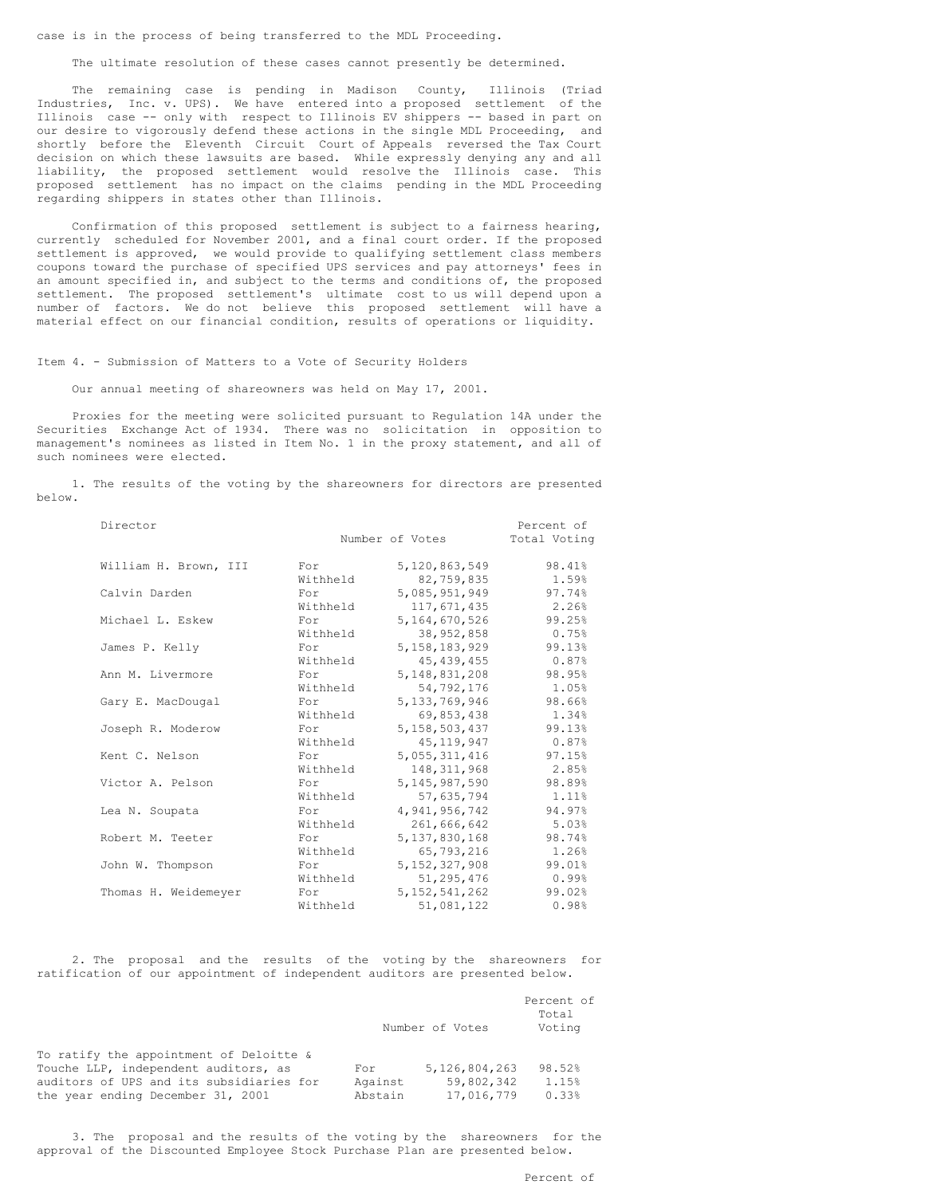case is in the process of being transferred to the MDL Proceeding.

The ultimate resolution of these cases cannot presently be determined.

The remaining case is pending in Madison County, Illinois (Triad Industries, Inc. v. UPS). We have entered into a proposed settlement of the Illinois case -- only with respect to Illinois EV shippers -- based in part on our desire to vigorously defend these actions in the single MDL Proceeding, and shortly before the Eleventh Circuit Court of Appeals reversed the Tax Court decision on which these lawsuits are based. While expressly denying any and all liability, the proposed settlement would resolve the Illinois case. This proposed settlement has no impact on the claims pending in the MDL Proceeding regarding shippers in states other than Illinois.

Confirmation of this proposed settlement is subject to a fairness hearing, currently scheduled for November 2001, and a final court order. If the proposed settlement is approved, we would provide to qualifying settlement class members coupons toward the purchase of specified UPS services and pay attorneys' fees in an amount specified in, and subject to the terms and conditions of, the proposed settlement. The proposed settlement's ultimate cost to us will depend upon a number of factors. We do not believe this proposed settlement will have a material effect on our financial condition, results of operations or liquidity.

## Item 4. - Submission of Matters to a Vote of Security Holders

Our annual meeting of shareowners was held on May 17, 2001.

Proxies for the meeting were solicited pursuant to Regulation 14A under the Securities Exchange Act of 1934. There was no solicitation in opposition to management's nominees as listed in Item No. 1 in the proxy statement, and all of such nominees were elected.

1. The results of the voting by the shareowners for directors are presented below.

| Director | | Number of Votes | Percent of Total Voting |
|---|---|---|---|
| William H. Brown, III | For | 5,120,863,549 | 98.41% |
| | Withheld | 82,759,835 | 1.59% |
| Calvin Darden | For | 5,085,951,949 | 97.74% |
| | Withheld | 117,671,435 | 2.26% |
| Michael L. Eskew | For | 5,164,670,526 | 99.25% |
| | Withheld | 38,952,858 | 0.75% |
| James P. Kelly | For | 5,158,183,929 | 99.13% |
| | Withheld | 45,439,455 | 0.87% |
| Ann M. Livermore | For | 5,148,831,208 | 98.95% |
| | Withheld | 54,792,176 | 1.05% |
| Gary E. MacDougal | For | 5,133,769,946 | 98.66% |
| | Withheld | 69,853,438 | 1.34% |
| Joseph R. Moderow | For | 5,158,503,437 | 99.13% |
| | Withheld | 45,119,947 | 0.87% |
| Kent C. Nelson | For | 5,055,311,416 | 97.15% |
| | Withheld | 148,311,968 | 2.85% |
| Victor A. Pelson | For | 5,145,987,590 | 98.89% |
| | Withheld | 57,635,794 | 1.11% |
| Lea N. Soupata | For | 4,941,956,742 | 94.97% |
| | Withheld | 261,666,642 | 5.03% |
| Robert M. Teeter | For | 5,137,830,168 | 98.74% |
| | Withheld | 65,793,216 | 1.26% |
| John W. Thompson | For | 5,152,327,908 | 99.01% |
| | Withheld | 51,295,476 | 0.99% |
| Thomas H. Weidemeyer | For | 5,152,541,262 | 99.02% |
| | Withheld | 51,081,122 | 0.98% |

2. The proposal and the results of the voting by the shareowners for ratification of our appointment of independent auditors are presented below.

| | | Number of Votes | Percent of Total Voting |
|---|---|---|---|
| To ratify the appointment of Deloitte & Touche LLP, independent auditors, as auditors of UPS and its subsidiaries for the year ending December 31, 2001 | For | 5,126,804,263 | 98.52% |
| | Against | 59,802,342 | 1.15% |
| | Abstain | 17,016,779 | 0.33% |

3. The proposal and the results of the voting by the shareowners for the approval of the Discounted Employee Stock Purchase Plan are presented below.

Percent of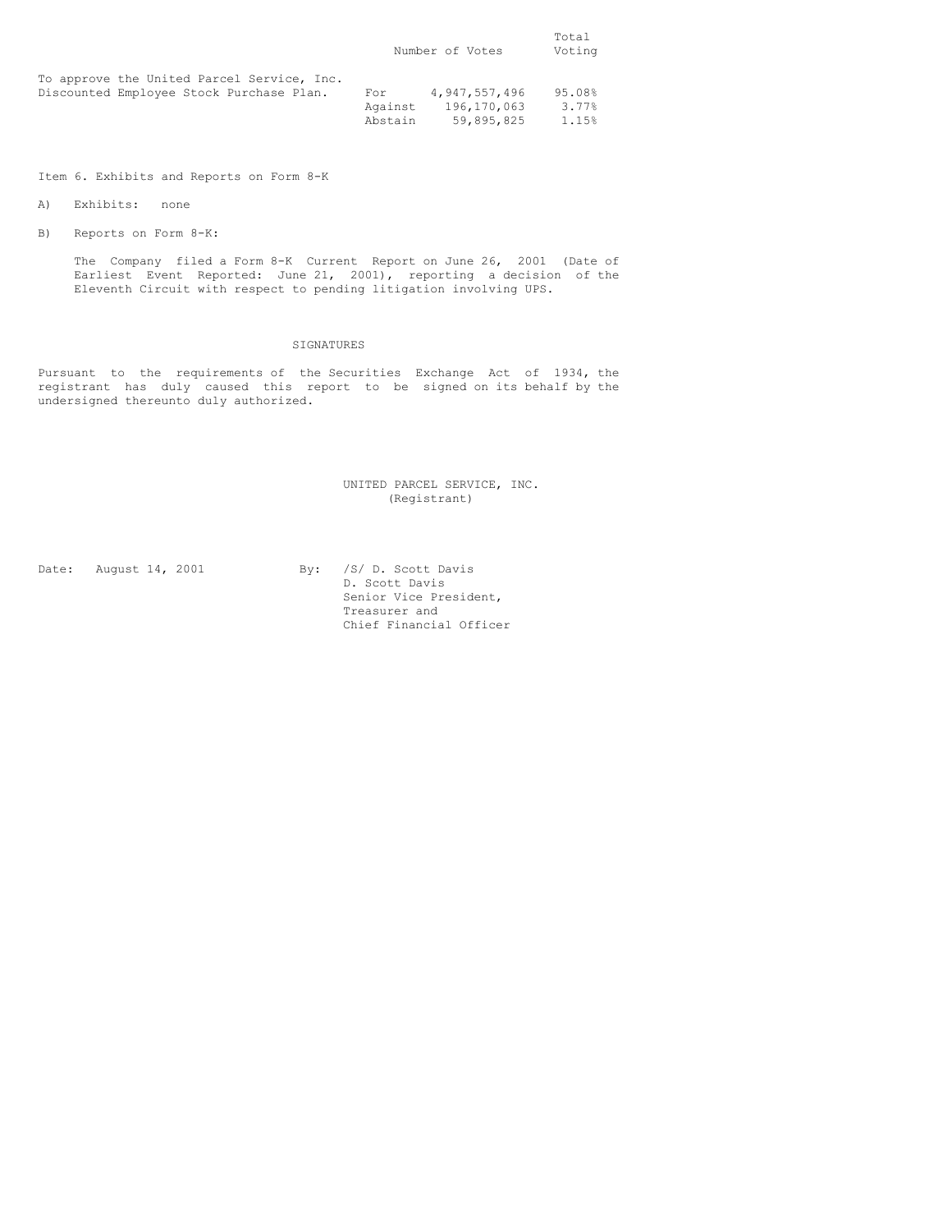| | | Number of Votes | Total Voting |
|---|---|---|---|
| To approve the United Parcel Service, Inc. Discounted Employee Stock Purchase Plan. | For | 4,947,557,496 | 95.08% |
| | Against | 196,170,063 | 3.77% |
| | Abstain | 59,895,825 | 1.15% |

Item 6. Exhibits and Reports on Form 8-K

A) Exhibits: none

B) Reports on Form 8-K:

The Company filed a Form 8-K Current Report on June 26, 2001 (Date of Earliest Event Reported: June 21, 2001), reporting a decision of the Eleventh Circuit with respect to pending litigation involving UPS.

SIGNATURES

Pursuant to the requirements of the Securities Exchange Act of 1934, the registrant has duly caused this report to be signed on its behalf by the undersigned thereunto duly authorized.

UNITED PARCEL SERVICE, INC.
(Registrant)

Date: August 14, 2001

By: /S/ D. Scott Davis
D. Scott Davis
Senior Vice President,
Treasurer and
Chief Financial Officer